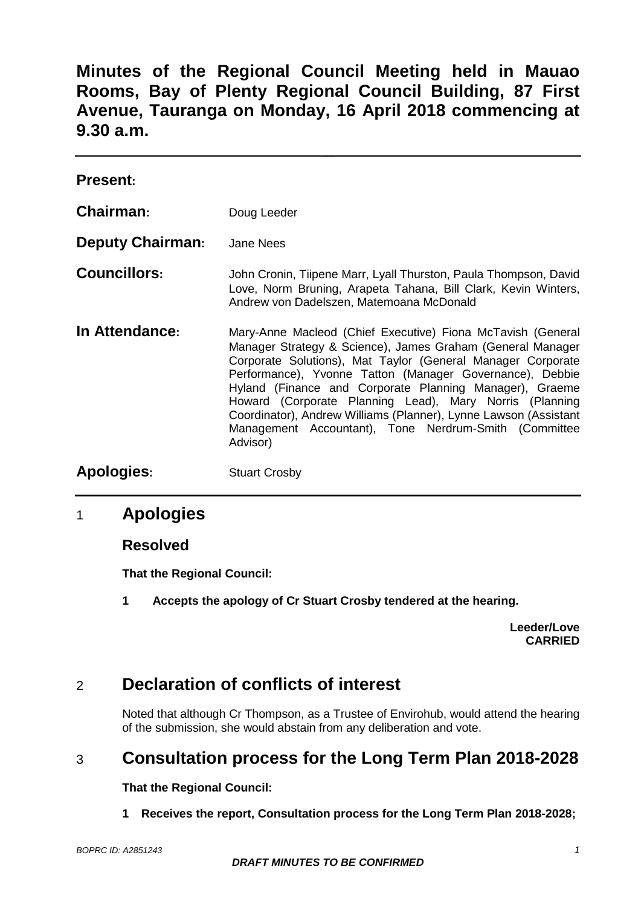# Minutes of the Regional Council Meeting held in Mauao Rooms, Bay of Plenty Regional Council Building, 87 First Avenue, Tauranga on Monday, 16 April 2018 commencing at 9.30 a.m.

**Present:**

**Chairman:** Doug Leeder

**Deputy Chairman:** Jane Nees

**Councillors:** John Cronin, Tiipene Marr, Lyall Thurston, Paula Thompson, David Love, Norm Bruning, Arapeta Tahana, Bill Clark, Kevin Winters, Andrew von Dadelszen, Matemoana McDonald

**In Attendance:** Mary-Anne Macleod (Chief Executive) Fiona McTavish (General Manager Strategy & Science), James Graham (General Manager Corporate Solutions), Mat Taylor (General Manager Corporate Performance), Yvonne Tatton (Manager Governance), Debbie Hyland (Finance and Corporate Planning Manager), Graeme Howard (Corporate Planning Lead), Mary Norris (Planning Coordinator), Andrew Williams (Planner), Lynne Lawson (Assistant Management Accountant), Tone Nerdrum-Smith (Committee Advisor)

**Apologies:** Stuart Crosby

## 1 Apologies

### Resolved

**That the Regional Council:**

**1 Accepts the apology of Cr Stuart Crosby tendered at the hearing.**

**Leeder/Love**
**CARRIED**

## 2 Declaration of conflicts of interest

Noted that although Cr Thompson, as a Trustee of Envirohub, would attend the hearing of the submission, she would abstain from any deliberation and vote.

## 3 Consultation process for the Long Term Plan 2018-2028

**That the Regional Council:**

**1 Receives the report, Consultation process for the Long Term Plan 2018-2028;**

*DRAFT MINUTES TO BE CONFIRMED*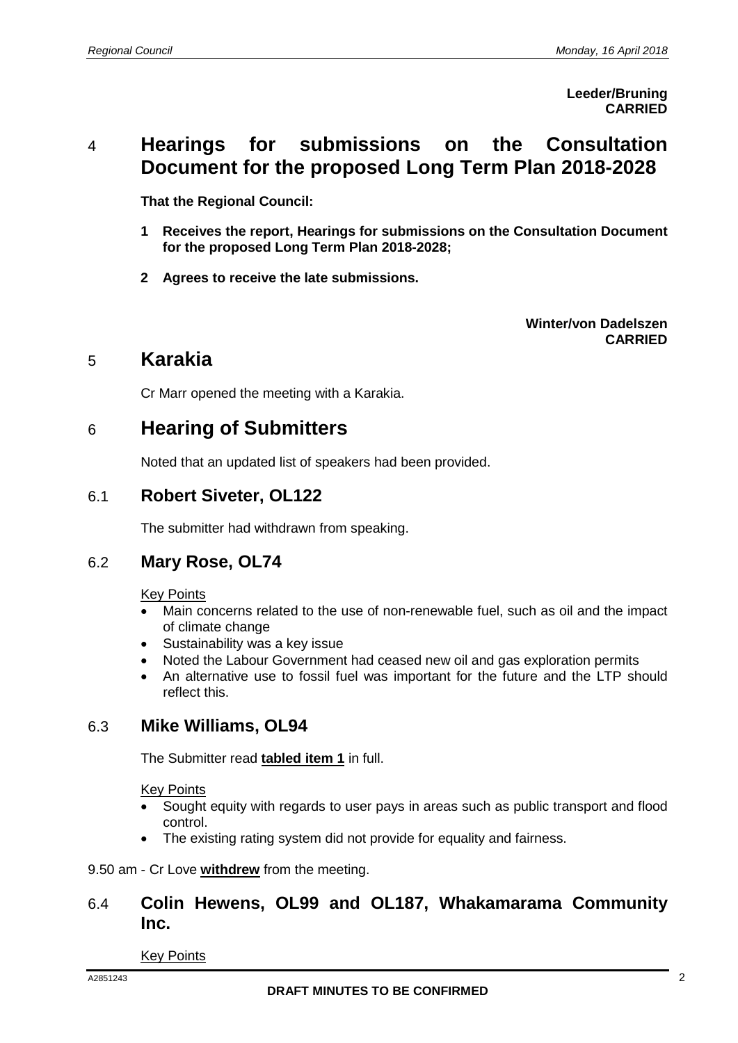**Leeder/Bruning**
**CARRIED**

## 4 Hearings for submissions on the Consultation Document for the proposed Long Term Plan 2018-2028

**That the Regional Council:**

1. **Receives the report, Hearings for submissions on the Consultation Document for the proposed Long Term Plan 2018-2028;**
2. **Agrees to receive the late submissions.**

**Winter/von Dadelszen**
**CARRIED**

## 5 Karakia

Cr Marr opened the meeting with a Karakia.

## 6 Hearing of Submitters

Noted that an updated list of speakers had been provided.

### 6.1 Robert Siveter, OL122

The submitter had withdrawn from speaking.

### 6.2 Mary Rose, OL74

Key Points

- Main concerns related to the use of non-renewable fuel, such as oil and the impact of climate change
- Sustainability was a key issue
- Noted the Labour Government had ceased new oil and gas exploration permits
- An alternative use to fossil fuel was important for the future and the LTP should reflect this.

### 6.3 Mike Williams, OL94

The Submitter read **tabled item 1** in full.

Key Points

- Sought equity with regards to user pays in areas such as public transport and flood control.
- The existing rating system did not provide for equality and fairness.

9.50 am - Cr Love **withdrew** from the meeting.

### 6.4 Colin Hewens, OL99 and OL187, Whakamarama Community Inc.

Key Points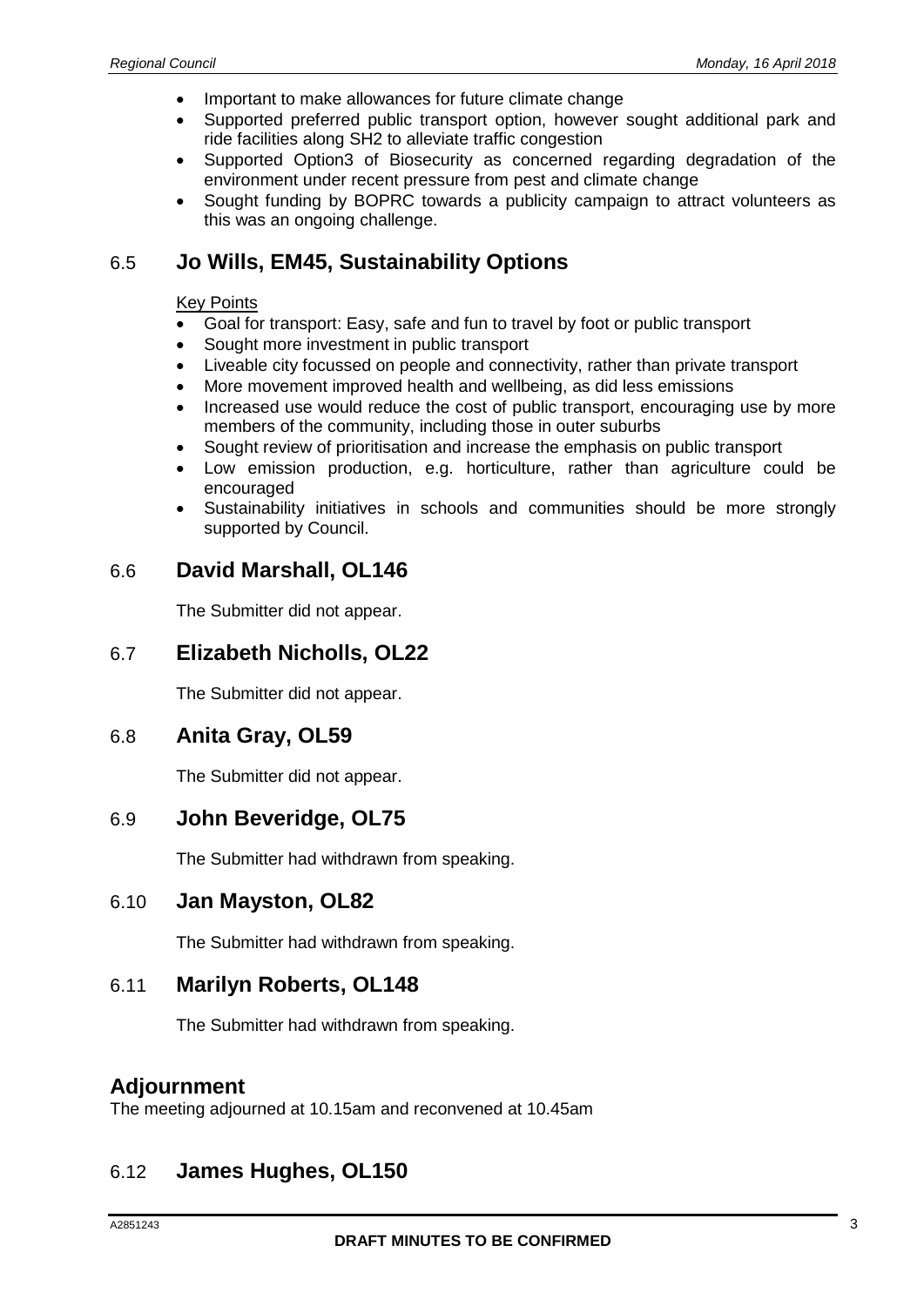- Important to make allowances for future climate change
- Supported preferred public transport option, however sought additional park and ride facilities along SH2 to alleviate traffic congestion
- Supported Option3 of Biosecurity as concerned regarding degradation of the environment under recent pressure from pest and climate change
- Sought funding by BOPRC towards a publicity campaign to attract volunteers as this was an ongoing challenge.

## 6.5 Jo Wills, EM45, Sustainability Options

Key Points

- Goal for transport: Easy, safe and fun to travel by foot or public transport
- Sought more investment in public transport
- Liveable city focussed on people and connectivity, rather than private transport
- More movement improved health and wellbeing, as did less emissions
- Increased use would reduce the cost of public transport, encouraging use by more members of the community, including those in outer suburbs
- Sought review of prioritisation and increase the emphasis on public transport
- Low emission production, e.g. horticulture, rather than agriculture could be encouraged
- Sustainability initiatives in schools and communities should be more strongly supported by Council.

## 6.6 David Marshall, OL146

The Submitter did not appear.

## 6.7 Elizabeth Nicholls, OL22

The Submitter did not appear.

## 6.8 Anita Gray, OL59

The Submitter did not appear.

## 6.9 John Beveridge, OL75

The Submitter had withdrawn from speaking.

## 6.10 Jan Mayston, OL82

The Submitter had withdrawn from speaking.

## 6.11 Marilyn Roberts, OL148

The Submitter had withdrawn from speaking.

## Adjournment

The meeting adjourned at 10.15am and reconvened at 10.45am

## 6.12 James Hughes, OL150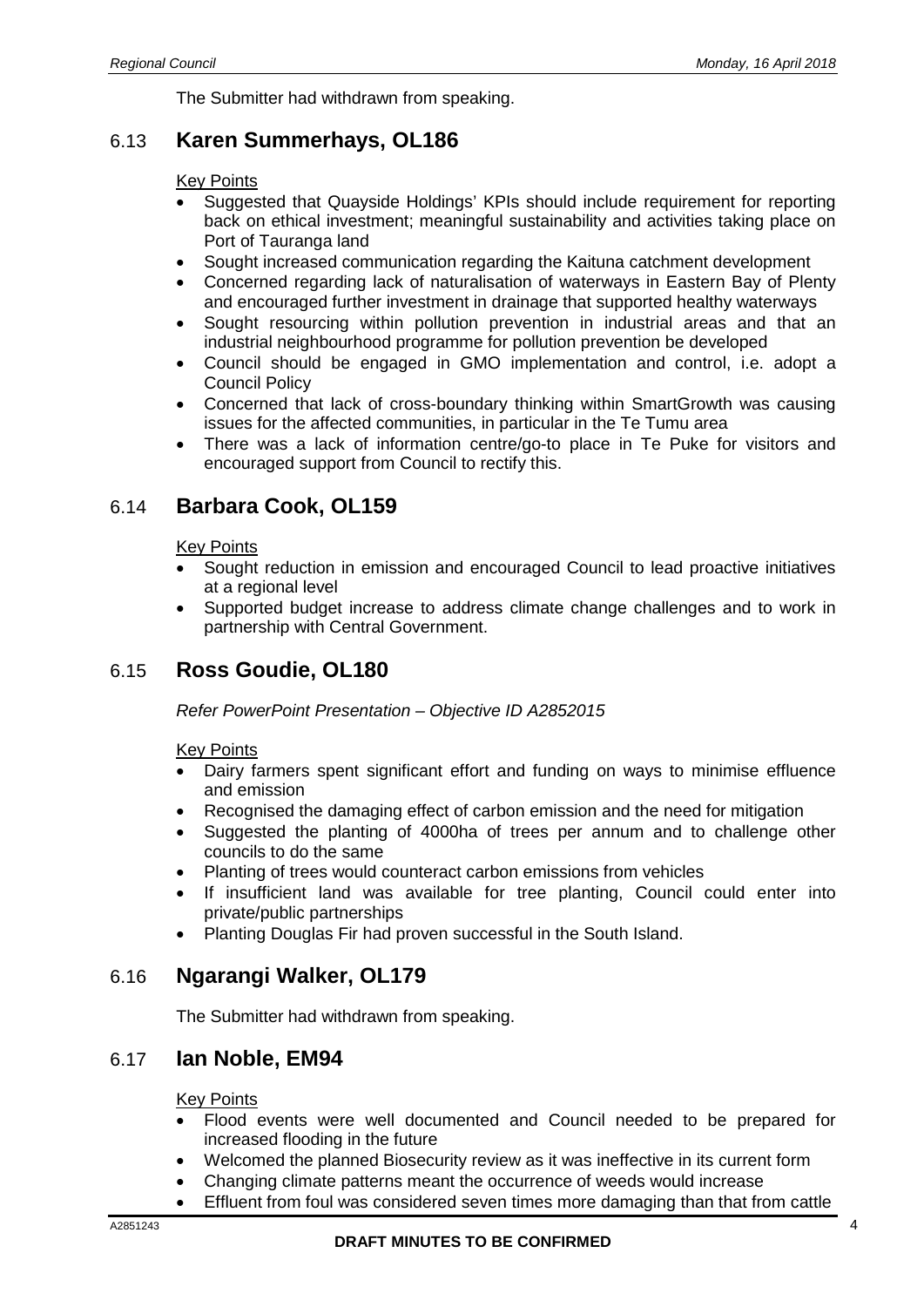The Submitter had withdrawn from speaking.

## 6.13 Karen Summerhays, OL186

Key Points

- Suggested that Quayside Holdings' KPIs should include requirement for reporting back on ethical investment; meaningful sustainability and activities taking place on Port of Tauranga land
- Sought increased communication regarding the Kaituna catchment development
- Concerned regarding lack of naturalisation of waterways in Eastern Bay of Plenty and encouraged further investment in drainage that supported healthy waterways
- Sought resourcing within pollution prevention in industrial areas and that an industrial neighbourhood programme for pollution prevention be developed
- Council should be engaged in GMO implementation and control, i.e. adopt a Council Policy
- Concerned that lack of cross-boundary thinking within SmartGrowth was causing issues for the affected communities, in particular in the Te Tumu area
- There was a lack of information centre/go-to place in Te Puke for visitors and encouraged support from Council to rectify this.

## 6.14 Barbara Cook, OL159

Key Points

- Sought reduction in emission and encouraged Council to lead proactive initiatives at a regional level
- Supported budget increase to address climate change challenges and to work in partnership with Central Government.

## 6.15 Ross Goudie, OL180

*Refer PowerPoint Presentation – Objective ID A2852015*

Key Points

- Dairy farmers spent significant effort and funding on ways to minimise effluence and emission
- Recognised the damaging effect of carbon emission and the need for mitigation
- Suggested the planting of 4000ha of trees per annum and to challenge other councils to do the same
- Planting of trees would counteract carbon emissions from vehicles
- If insufficient land was available for tree planting, Council could enter into private/public partnerships
- Planting Douglas Fir had proven successful in the South Island.

## 6.16 Ngarangi Walker, OL179

The Submitter had withdrawn from speaking.

## 6.17 Ian Noble, EM94

Key Points

- Flood events were well documented and Council needed to be prepared for increased flooding in the future
- Welcomed the planned Biosecurity review as it was ineffective in its current form
- Changing climate patterns meant the occurrence of weeds would increase
- Effluent from foul was considered seven times more damaging than that from cattle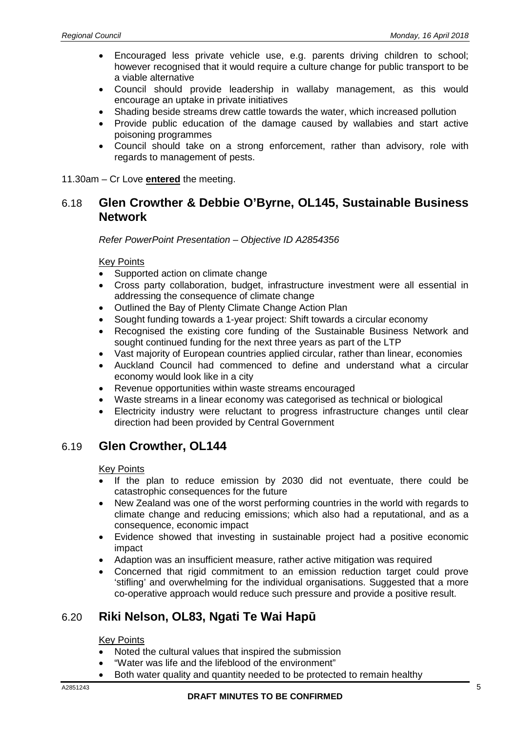- Encouraged less private vehicle use, e.g. parents driving children to school; however recognised that it would require a culture change for public transport to be a viable alternative
- Council should provide leadership in wallaby management, as this would encourage an uptake in private initiatives
- Shading beside streams drew cattle towards the water, which increased pollution
- Provide public education of the damage caused by wallabies and start active poisoning programmes
- Council should take on a strong enforcement, rather than advisory, role with regards to management of pests.

11.30am – Cr Love **entered** the meeting.

## 6.18 Glen Crowther & Debbie O'Byrne, OL145, Sustainable Business Network

*Refer PowerPoint Presentation – Objective ID A2854356*

Key Points

- Supported action on climate change
- Cross party collaboration, budget, infrastructure investment were all essential in addressing the consequence of climate change
- Outlined the Bay of Plenty Climate Change Action Plan
- Sought funding towards a 1-year project: Shift towards a circular economy
- Recognised the existing core funding of the Sustainable Business Network and sought continued funding for the next three years as part of the LTP
- Vast majority of European countries applied circular, rather than linear, economies
- Auckland Council had commenced to define and understand what a circular economy would look like in a city
- Revenue opportunities within waste streams encouraged
- Waste streams in a linear economy was categorised as technical or biological
- Electricity industry were reluctant to progress infrastructure changes until clear direction had been provided by Central Government

## 6.19 Glen Crowther, OL144

Key Points

- If the plan to reduce emission by 2030 did not eventuate, there could be catastrophic consequences for the future
- New Zealand was one of the worst performing countries in the world with regards to climate change and reducing emissions; which also had a reputational, and as a consequence, economic impact
- Evidence showed that investing in sustainable project had a positive economic impact
- Adaption was an insufficient measure, rather active mitigation was required
- Concerned that rigid commitment to an emission reduction target could prove 'stifling' and overwhelming for the individual organisations. Suggested that a more co-operative approach would reduce such pressure and provide a positive result.

## 6.20 Riki Nelson, OL83, Ngati Te Wai Hapū

Key Points

- Noted the cultural values that inspired the submission
- "Water was life and the lifeblood of the environment"
- Both water quality and quantity needed to be protected to remain healthy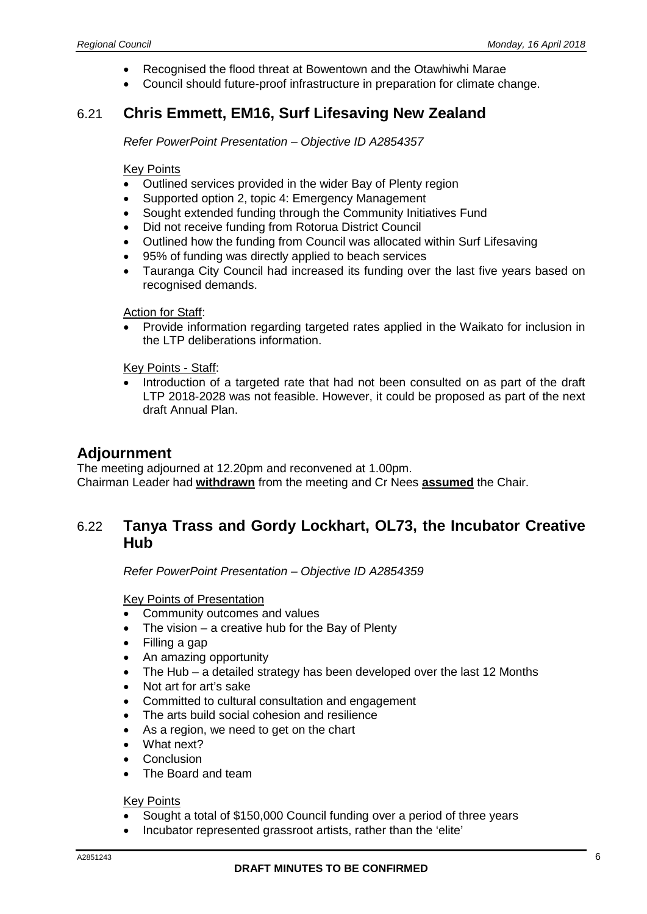- Recognised the flood threat at Bowentown and the Otawhiwhi Marae
- Council should future-proof infrastructure in preparation for climate change.

## 6.21 Chris Emmett, EM16, Surf Lifesaving New Zealand

*Refer PowerPoint Presentation – Objective ID A2854357*

Key Points

- Outlined services provided in the wider Bay of Plenty region
- Supported option 2, topic 4: Emergency Management
- Sought extended funding through the Community Initiatives Fund
- Did not receive funding from Rotorua District Council
- Outlined how the funding from Council was allocated within Surf Lifesaving
- 95% of funding was directly applied to beach services
- Tauranga City Council had increased its funding over the last five years based on recognised demands.

Action for Staff:

- Provide information regarding targeted rates applied in the Waikato for inclusion in the LTP deliberations information.

Key Points - Staff:

- Introduction of a targeted rate that had not been consulted on as part of the draft LTP 2018-2028 was not feasible. However, it could be proposed as part of the next draft Annual Plan.

# Adjournment

The meeting adjourned at 12.20pm and reconvened at 1.00pm.
Chairman Leader had **withdrawn** from the meeting and Cr Nees **assumed** the Chair.

## 6.22 Tanya Trass and Gordy Lockhart, OL73, the Incubator Creative Hub

*Refer PowerPoint Presentation – Objective ID A2854359*

Key Points of Presentation

- Community outcomes and values
- The vision – a creative hub for the Bay of Plenty
- Filling a gap
- An amazing opportunity
- The Hub – a detailed strategy has been developed over the last 12 Months
- Not art for art's sake
- Committed to cultural consultation and engagement
- The arts build social cohesion and resilience
- As a region, we need to get on the chart
- What next?
- Conclusion
- The Board and team

Key Points

- Sought a total of $150,000 Council funding over a period of three years
- Incubator represented grassroot artists, rather than the 'elite'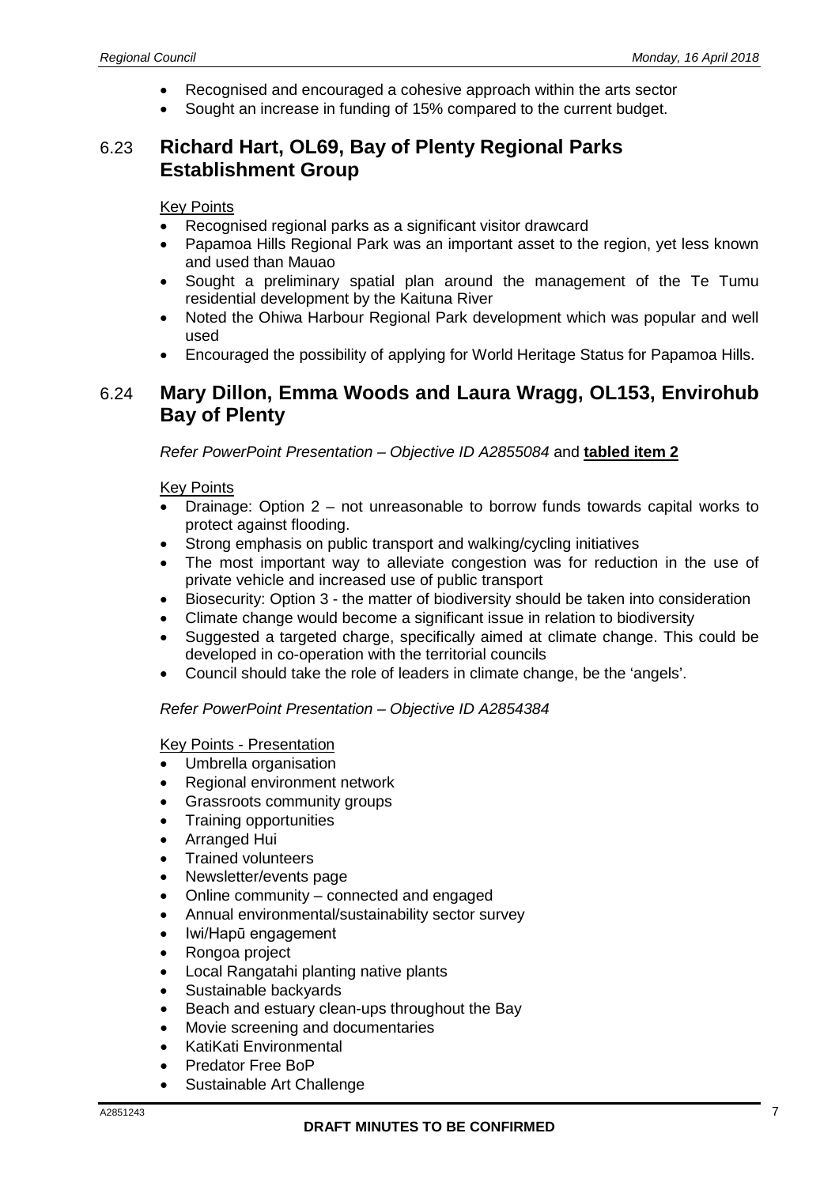- Recognised and encouraged a cohesive approach within the arts sector
- Sought an increase in funding of 15% compared to the current budget.

## 6.23 Richard Hart, OL69, Bay of Plenty Regional Parks Establishment Group

Key Points

- Recognised regional parks as a significant visitor drawcard
- Papamoa Hills Regional Park was an important asset to the region, yet less known and used than Mauao
- Sought a preliminary spatial plan around the management of the Te Tumu residential development by the Kaituna River
- Noted the Ohiwa Harbour Regional Park development which was popular and well used
- Encouraged the possibility of applying for World Heritage Status for Papamoa Hills.

## 6.24 Mary Dillon, Emma Woods and Laura Wragg, OL153, Envirohub Bay of Plenty

*Refer PowerPoint Presentation – Objective ID A2855084* and **tabled item 2**

Key Points

- Drainage: Option 2 – not unreasonable to borrow funds towards capital works to protect against flooding.
- Strong emphasis on public transport and walking/cycling initiatives
- The most important way to alleviate congestion was for reduction in the use of private vehicle and increased use of public transport
- Biosecurity: Option 3 - the matter of biodiversity should be taken into consideration
- Climate change would become a significant issue in relation to biodiversity
- Suggested a targeted charge, specifically aimed at climate change. This could be developed in co-operation with the territorial councils
- Council should take the role of leaders in climate change, be the 'angels'.

*Refer PowerPoint Presentation – Objective ID A2854384*

Key Points - Presentation

- Umbrella organisation
- Regional environment network
- Grassroots community groups
- Training opportunities
- Arranged Hui
- Trained volunteers
- Newsletter/events page
- Online community – connected and engaged
- Annual environmental/sustainability sector survey
- Iwi/Hapū engagement
- Rongoa project
- Local Rangatahi planting native plants
- Sustainable backyards
- Beach and estuary clean-ups throughout the Bay
- Movie screening and documentaries
- KatiKati Environmental
- Predator Free BoP
- Sustainable Art Challenge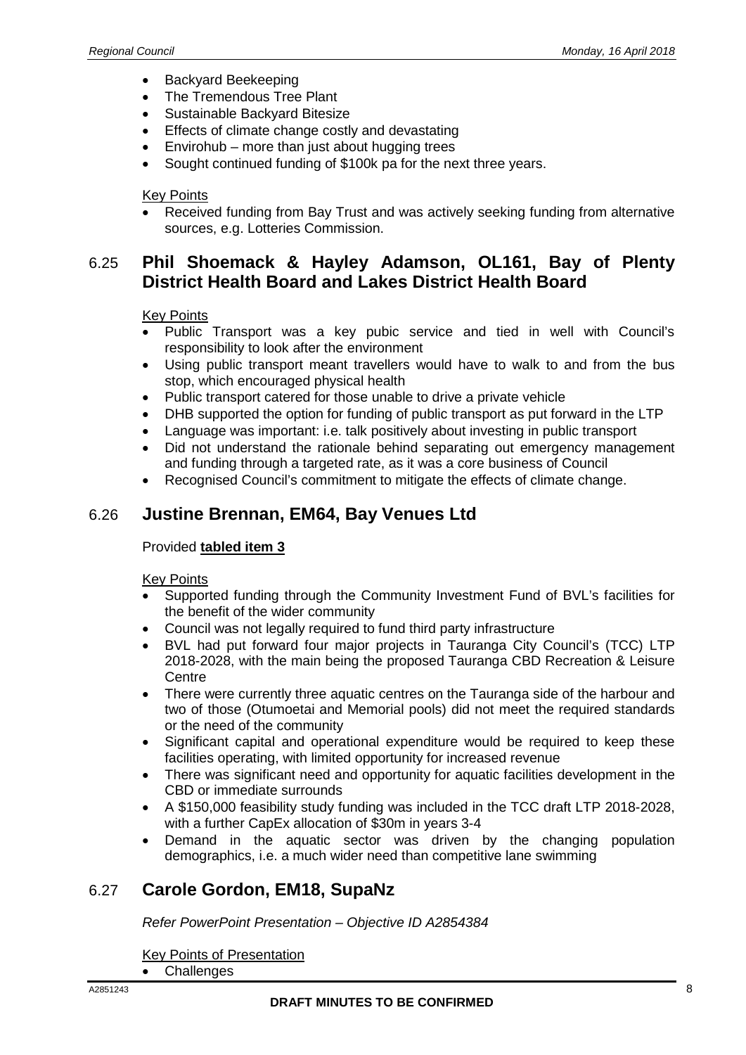- Backyard Beekeeping
- The Tremendous Tree Plant
- Sustainable Backyard Bitesize
- Effects of climate change costly and devastating
- Envirohub – more than just about hugging trees
- Sought continued funding of $100k pa for the next three years.

Key Points

- Received funding from Bay Trust and was actively seeking funding from alternative sources, e.g. Lotteries Commission.

## 6.25 Phil Shoemack & Hayley Adamson, OL161, Bay of Plenty District Health Board and Lakes District Health Board

Key Points

- Public Transport was a key pubic service and tied in well with Council's responsibility to look after the environment
- Using public transport meant travellers would have to walk to and from the bus stop, which encouraged physical health
- Public transport catered for those unable to drive a private vehicle
- DHB supported the option for funding of public transport as put forward in the LTP
- Language was important: i.e. talk positively about investing in public transport
- Did not understand the rationale behind separating out emergency management and funding through a targeted rate, as it was a core business of Council
- Recognised Council's commitment to mitigate the effects of climate change.

## 6.26 Justine Brennan, EM64, Bay Venues Ltd

Provided **tabled item 3**

Key Points

- Supported funding through the Community Investment Fund of BVL's facilities for the benefit of the wider community
- Council was not legally required to fund third party infrastructure
- BVL had put forward four major projects in Tauranga City Council's (TCC) LTP 2018-2028, with the main being the proposed Tauranga CBD Recreation & Leisure Centre
- There were currently three aquatic centres on the Tauranga side of the harbour and two of those (Otumoetai and Memorial pools) did not meet the required standards or the need of the community
- Significant capital and operational expenditure would be required to keep these facilities operating, with limited opportunity for increased revenue
- There was significant need and opportunity for aquatic facilities development in the CBD or immediate surrounds
- A $150,000 feasibility study funding was included in the TCC draft LTP 2018-2028, with a further CapEx allocation of $30m in years 3-4
- Demand in the aquatic sector was driven by the changing population demographics, i.e. a much wider need than competitive lane swimming

## 6.27 Carole Gordon, EM18, SupaNz

*Refer PowerPoint Presentation – Objective ID A2854384*

Key Points of Presentation

- Challenges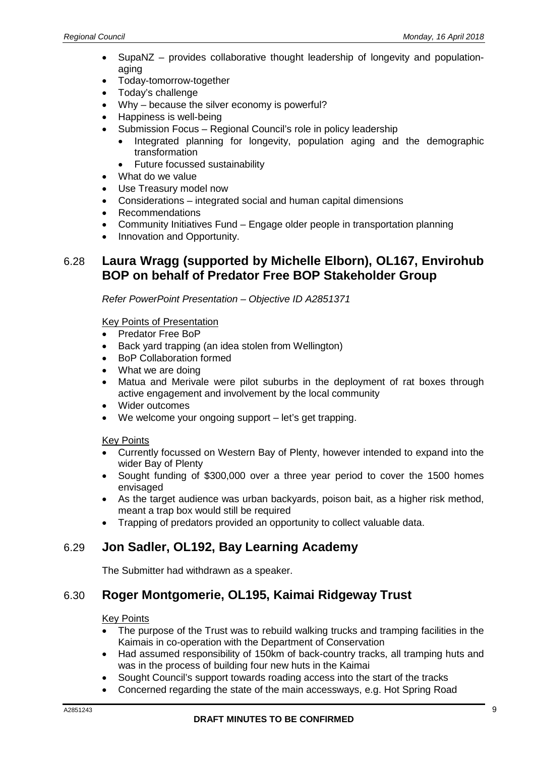- SupaNZ – provides collaborative thought leadership of longevity and population-aging
- Today-tomorrow-together
- Today's challenge
- Why – because the silver economy is powerful?
- Happiness is well-being
- Submission Focus – Regional Council's role in policy leadership
  - Integrated planning for longevity, population aging and the demographic transformation
  - Future focussed sustainability
- What do we value
- Use Treasury model now
- Considerations – integrated social and human capital dimensions
- Recommendations
- Community Initiatives Fund – Engage older people in transportation planning
- Innovation and Opportunity.

## 6.28 Laura Wragg (supported by Michelle Elborn), OL167, Envirohub BOP on behalf of Predator Free BOP Stakeholder Group

*Refer PowerPoint Presentation – Objective ID A2851371*

Key Points of Presentation

- Predator Free BoP
- Back yard trapping (an idea stolen from Wellington)
- BoP Collaboration formed
- What we are doing
- Matua and Merivale were pilot suburbs in the deployment of rat boxes through active engagement and involvement by the local community
- Wider outcomes
- We welcome your ongoing support – let's get trapping.

Key Points

- Currently focussed on Western Bay of Plenty, however intended to expand into the wider Bay of Plenty
- Sought funding of $300,000 over a three year period to cover the 1500 homes envisaged
- As the target audience was urban backyards, poison bait, as a higher risk method, meant a trap box would still be required
- Trapping of predators provided an opportunity to collect valuable data.

## 6.29 Jon Sadler, OL192, Bay Learning Academy

The Submitter had withdrawn as a speaker.

## 6.30 Roger Montgomerie, OL195, Kaimai Ridgeway Trust

Key Points

- The purpose of the Trust was to rebuild walking trucks and tramping facilities in the Kaimais in co-operation with the Department of Conservation
- Had assumed responsibility of 150km of back-country tracks, all tramping huts and was in the process of building four new huts in the Kaimai
- Sought Council's support towards roading access into the start of the tracks
- Concerned regarding the state of the main accessways, e.g. Hot Spring Road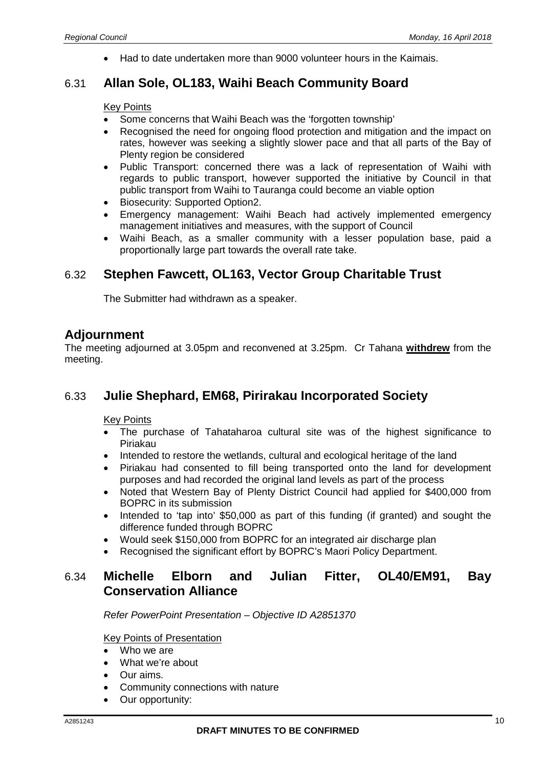- Had to date undertaken more than 9000 volunteer hours in the Kaimais.

## 6.31 Allan Sole, OL183, Waihi Beach Community Board

Key Points

- Some concerns that Waihi Beach was the 'forgotten township'
- Recognised the need for ongoing flood protection and mitigation and the impact on rates, however was seeking a slightly slower pace and that all parts of the Bay of Plenty region be considered
- Public Transport: concerned there was a lack of representation of Waihi with regards to public transport, however supported the initiative by Council in that public transport from Waihi to Tauranga could become an viable option
- Biosecurity: Supported Option2.
- Emergency management: Waihi Beach had actively implemented emergency management initiatives and measures, with the support of Council
- Waihi Beach, as a smaller community with a lesser population base, paid a proportionally large part towards the overall rate take.

## 6.32 Stephen Fawcett, OL163, Vector Group Charitable Trust

The Submitter had withdrawn as a speaker.

## Adjournment

The meeting adjourned at 3.05pm and reconvened at 3.25pm. Cr Tahana **withdrew** from the meeting.

## 6.33 Julie Shephard, EM68, Pirirakau Incorporated Society

Key Points

- The purchase of Tahataharoa cultural site was of the highest significance to Piriakau
- Intended to restore the wetlands, cultural and ecological heritage of the land
- Piriakau had consented to fill being transported onto the land for development purposes and had recorded the original land levels as part of the process
- Noted that Western Bay of Plenty District Council had applied for $400,000 from BOPRC in its submission
- Intended to 'tap into' $50,000 as part of this funding (if granted) and sought the difference funded through BOPRC
- Would seek $150,000 from BOPRC for an integrated air discharge plan
- Recognised the significant effort by BOPRC's Maori Policy Department.

## 6.34 Michelle Elborn and Julian Fitter, OL40/EM91, Bay Conservation Alliance

*Refer PowerPoint Presentation – Objective ID A2851370*

Key Points of Presentation

- Who we are
- What we're about
- Our aims.
- Community connections with nature
- Our opportunity: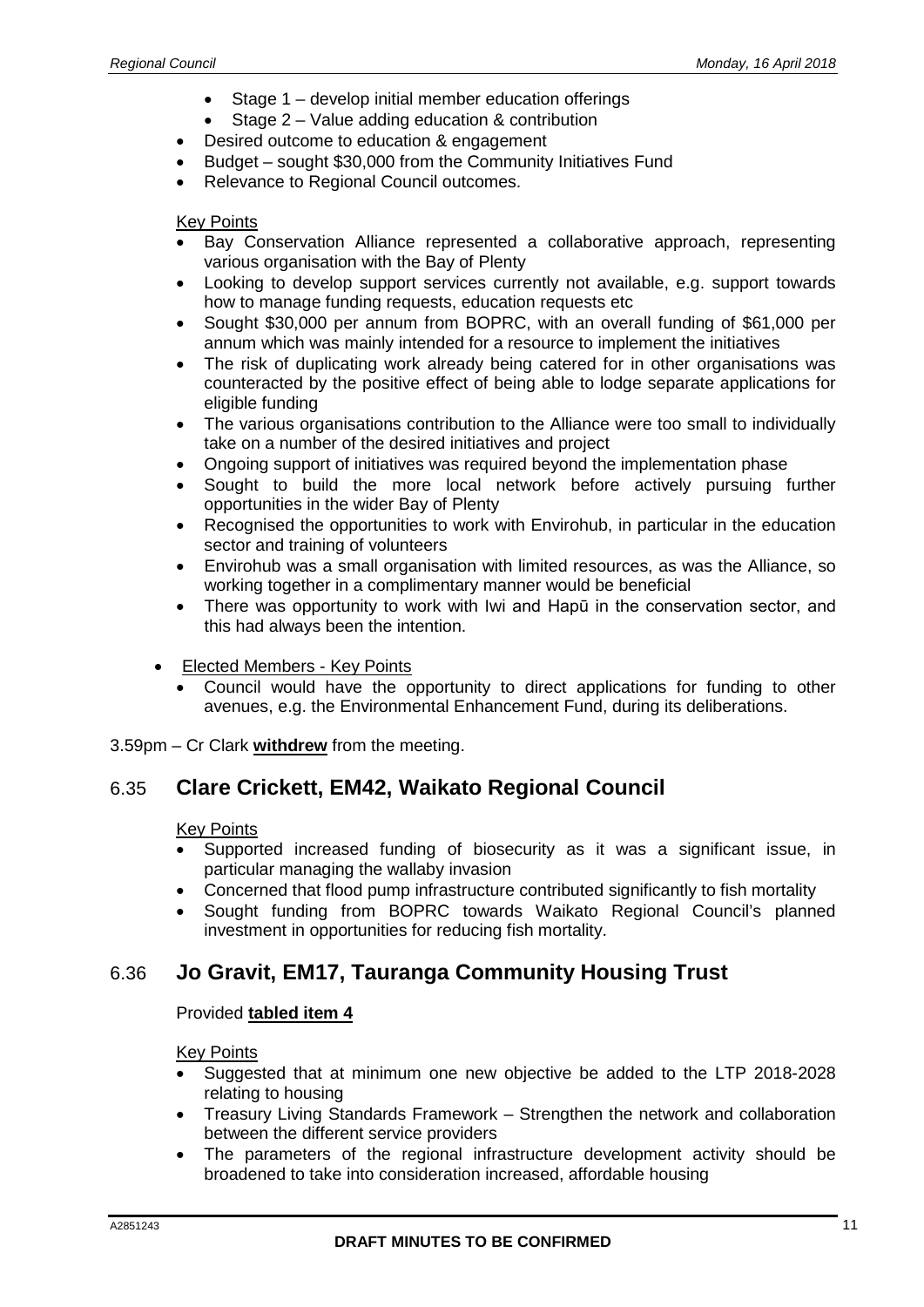- Stage 1 – develop initial member education offerings
  - Stage 2 – Value adding education & contribution
- Desired outcome to education & engagement
- Budget – sought $30,000 from the Community Initiatives Fund
- Relevance to Regional Council outcomes.

Key Points

- Bay Conservation Alliance represented a collaborative approach, representing various organisation with the Bay of Plenty
- Looking to develop support services currently not available, e.g. support towards how to manage funding requests, education requests etc
- Sought $30,000 per annum from BOPRC, with an overall funding of $61,000 per annum which was mainly intended for a resource to implement the initiatives
- The risk of duplicating work already being catered for in other organisations was counteracted by the positive effect of being able to lodge separate applications for eligible funding
- The various organisations contribution to the Alliance were too small to individually take on a number of the desired initiatives and project
- Ongoing support of initiatives was required beyond the implementation phase
- Sought to build the more local network before actively pursuing further opportunities in the wider Bay of Plenty
- Recognised the opportunities to work with Envirohub, in particular in the education sector and training of volunteers
- Envirohub was a small organisation with limited resources, as was the Alliance, so working together in a complimentary manner would be beneficial
- There was opportunity to work with Iwi and Hapū in the conservation sector, and this had always been the intention.

- Elected Members - Key Points
  - Council would have the opportunity to direct applications for funding to other avenues, e.g. the Environmental Enhancement Fund, during its deliberations.

3.59pm – Cr Clark **withdrew** from the meeting.

## 6.35 Clare Crickett, EM42, Waikato Regional Council

Key Points

- Supported increased funding of biosecurity as it was a significant issue, in particular managing the wallaby invasion
- Concerned that flood pump infrastructure contributed significantly to fish mortality
- Sought funding from BOPRC towards Waikato Regional Council's planned investment in opportunities for reducing fish mortality.

## 6.36 Jo Gravit, EM17, Tauranga Community Housing Trust

Provided **tabled item 4**

Key Points

- Suggested that at minimum one new objective be added to the LTP 2018-2028 relating to housing
- Treasury Living Standards Framework – Strengthen the network and collaboration between the different service providers
- The parameters of the regional infrastructure development activity should be broadened to take into consideration increased, affordable housing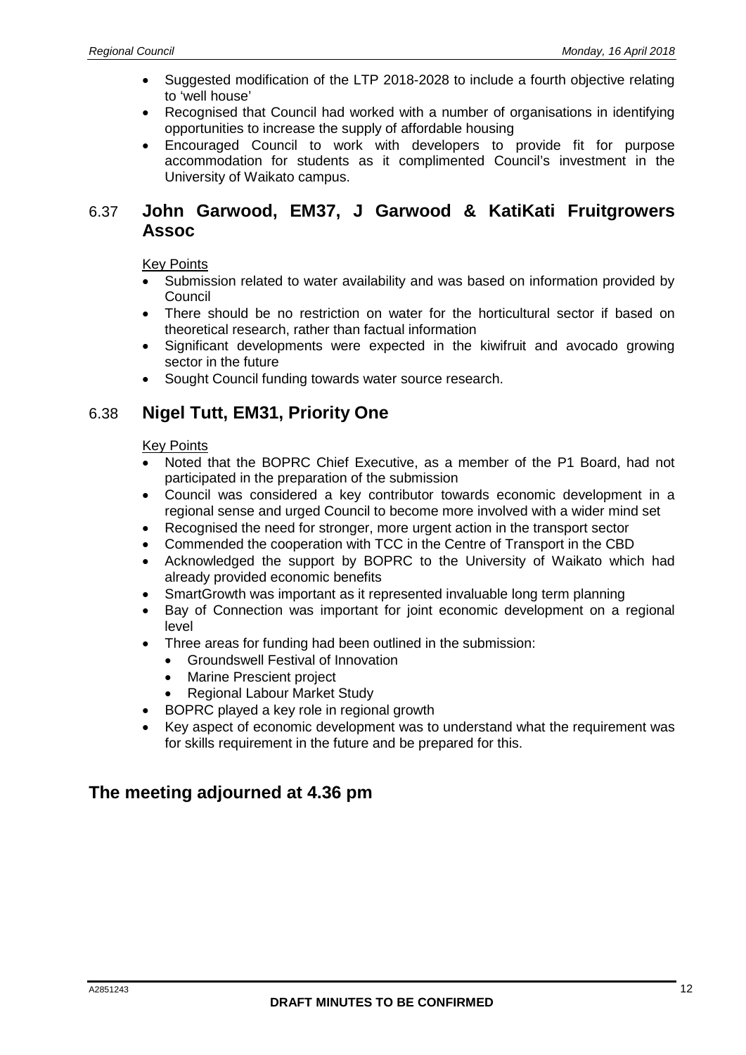- Suggested modification of the LTP 2018-2028 to include a fourth objective relating to 'well house'
- Recognised that Council had worked with a number of organisations in identifying opportunities to increase the supply of affordable housing
- Encouraged Council to work with developers to provide fit for purpose accommodation for students as it complimented Council's investment in the University of Waikato campus.

## 6.37 **John Garwood, EM37, J Garwood & KatiKati Fruitgrowers Assoc**

Key Points

- Submission related to water availability and was based on information provided by Council
- There should be no restriction on water for the horticultural sector if based on theoretical research, rather than factual information
- Significant developments were expected in the kiwifruit and avocado growing sector in the future
- Sought Council funding towards water source research.

## 6.38 **Nigel Tutt, EM31, Priority One**

Key Points

- Noted that the BOPRC Chief Executive, as a member of the P1 Board, had not participated in the preparation of the submission
- Council was considered a key contributor towards economic development in a regional sense and urged Council to become more involved with a wider mind set
- Recognised the need for stronger, more urgent action in the transport sector
- Commended the cooperation with TCC in the Centre of Transport in the CBD
- Acknowledged the support by BOPRC to the University of Waikato which had already provided economic benefits
- SmartGrowth was important as it represented invaluable long term planning
- Bay of Connection was important for joint economic development on a regional level
- Three areas for funding had been outlined in the submission:
  - Groundswell Festival of Innovation
  - Marine Prescient project
  - Regional Labour Market Study
- BOPRC played a key role in regional growth
- Key aspect of economic development was to understand what the requirement was for skills requirement in the future and be prepared for this.

## **The meeting adjourned at 4.36 pm**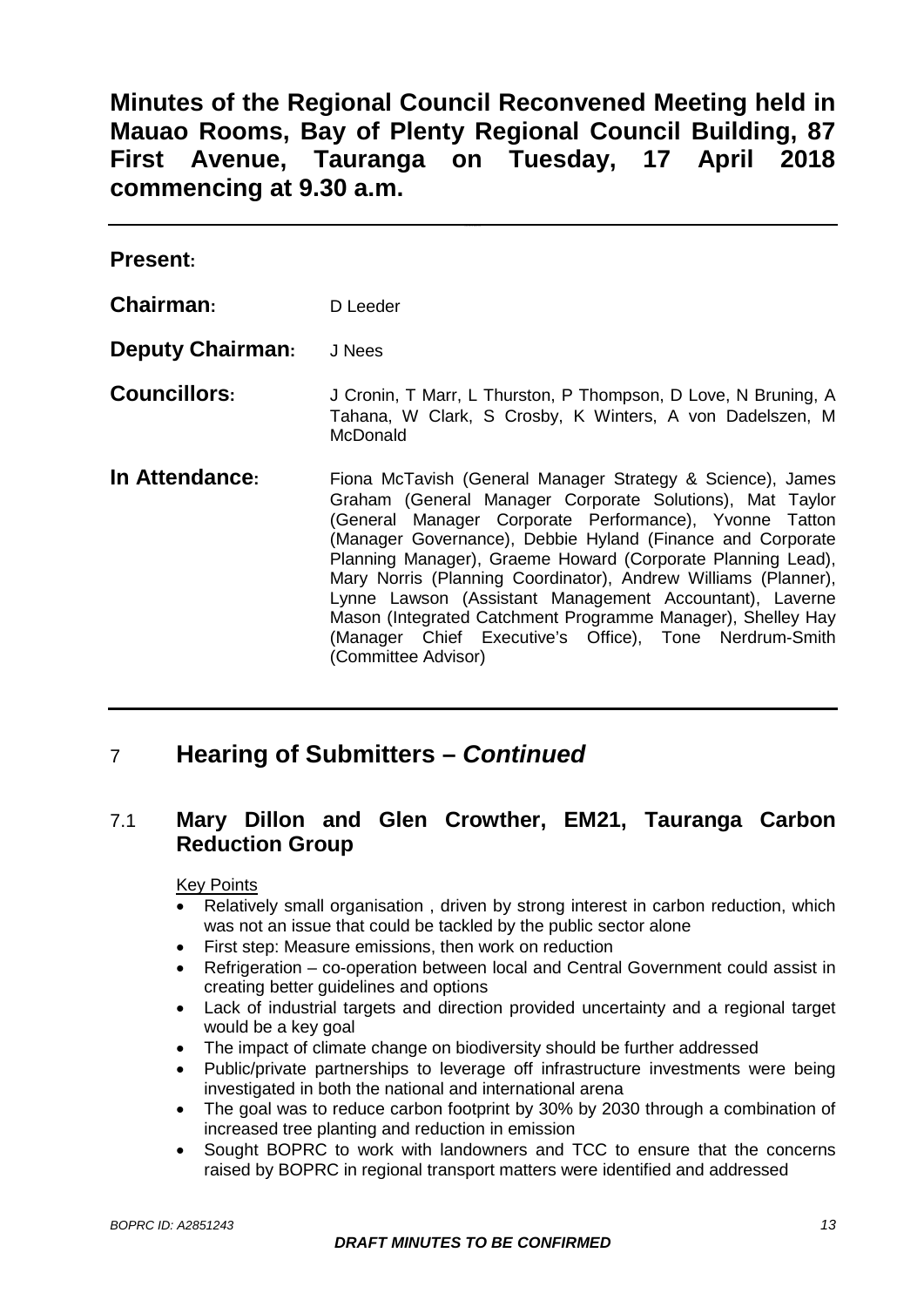# Minutes of the Regional Council Reconvened Meeting held in Mauao Rooms, Bay of Plenty Regional Council Building, 87 First Avenue, Tauranga on Tuesday, 17 April 2018 commencing at 9.30 a.m.

**Present:**

**Chairman:** D Leeder

**Deputy Chairman:** J Nees

**Councillors:** J Cronin, T Marr, L Thurston, P Thompson, D Love, N Bruning, A Tahana, W Clark, S Crosby, K Winters, A von Dadelszen, M McDonald

**In Attendance:** Fiona McTavish (General Manager Strategy & Science), James Graham (General Manager Corporate Solutions), Mat Taylor (General Manager Corporate Performance), Yvonne Tatton (Manager Governance), Debbie Hyland (Finance and Corporate Planning Manager), Graeme Howard (Corporate Planning Lead), Mary Norris (Planning Coordinator), Andrew Williams (Planner), Lynne Lawson (Assistant Management Accountant), Laverne Mason (Integrated Catchment Programme Manager), Shelley Hay (Manager Chief Executive's Office), Tone Nerdrum-Smith (Committee Advisor)

## 7 Hearing of Submitters – *Continued*

### 7.1 Mary Dillon and Glen Crowther, EM21, Tauranga Carbon Reduction Group

Key Points

- Relatively small organisation , driven by strong interest in carbon reduction, which was not an issue that could be tackled by the public sector alone
- First step: Measure emissions, then work on reduction
- Refrigeration – co-operation between local and Central Government could assist in creating better guidelines and options
- Lack of industrial targets and direction provided uncertainty and a regional target would be a key goal
- The impact of climate change on biodiversity should be further addressed
- Public/private partnerships to leverage off infrastructure investments were being investigated in both the national and international arena
- The goal was to reduce carbon footprint by 30% by 2030 through a combination of increased tree planting and reduction in emission
- Sought BOPRC to work with landowners and TCC to ensure that the concerns raised by BOPRC in regional transport matters were identified and addressed

*DRAFT MINUTES TO BE CONFIRMED*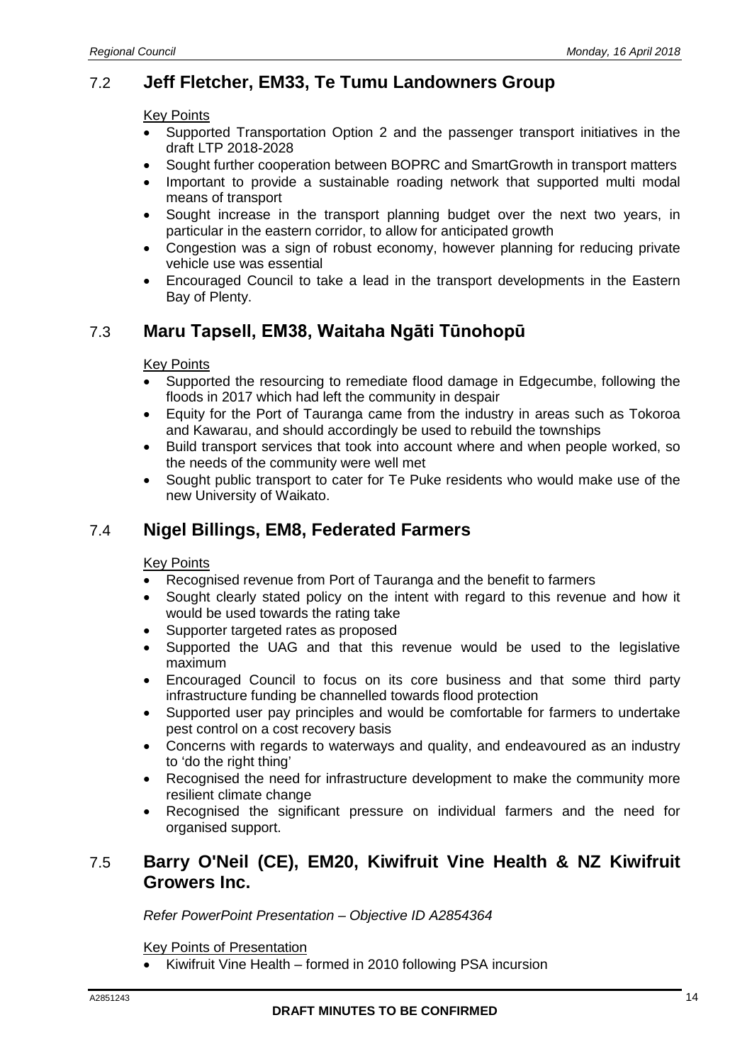## 7.2 Jeff Fletcher, EM33, Te Tumu Landowners Group

Key Points

- Supported Transportation Option 2 and the passenger transport initiatives in the draft LTP 2018-2028
- Sought further cooperation between BOPRC and SmartGrowth in transport matters
- Important to provide a sustainable roading network that supported multi modal means of transport
- Sought increase in the transport planning budget over the next two years, in particular in the eastern corridor, to allow for anticipated growth
- Congestion was a sign of robust economy, however planning for reducing private vehicle use was essential
- Encouraged Council to take a lead in the transport developments in the Eastern Bay of Plenty.

## 7.3 Maru Tapsell, EM38, Waitaha Ngāti Tūnohopū

Key Points

- Supported the resourcing to remediate flood damage in Edgecumbe, following the floods in 2017 which had left the community in despair
- Equity for the Port of Tauranga came from the industry in areas such as Tokoroa and Kawarau, and should accordingly be used to rebuild the townships
- Build transport services that took into account where and when people worked, so the needs of the community were well met
- Sought public transport to cater for Te Puke residents who would make use of the new University of Waikato.

## 7.4 Nigel Billings, EM8, Federated Farmers

Key Points

- Recognised revenue from Port of Tauranga and the benefit to farmers
- Sought clearly stated policy on the intent with regard to this revenue and how it would be used towards the rating take
- Supporter targeted rates as proposed
- Supported the UAG and that this revenue would be used to the legislative maximum
- Encouraged Council to focus on its core business and that some third party infrastructure funding be channelled towards flood protection
- Supported user pay principles and would be comfortable for farmers to undertake pest control on a cost recovery basis
- Concerns with regards to waterways and quality, and endeavoured as an industry to 'do the right thing'
- Recognised the need for infrastructure development to make the community more resilient climate change
- Recognised the significant pressure on individual farmers and the need for organised support.

## 7.5 Barry O'Neil (CE), EM20, Kiwifruit Vine Health & NZ Kiwifruit Growers Inc.

*Refer PowerPoint Presentation – Objective ID A2854364*

Key Points of Presentation

- Kiwifruit Vine Health – formed in 2010 following PSA incursion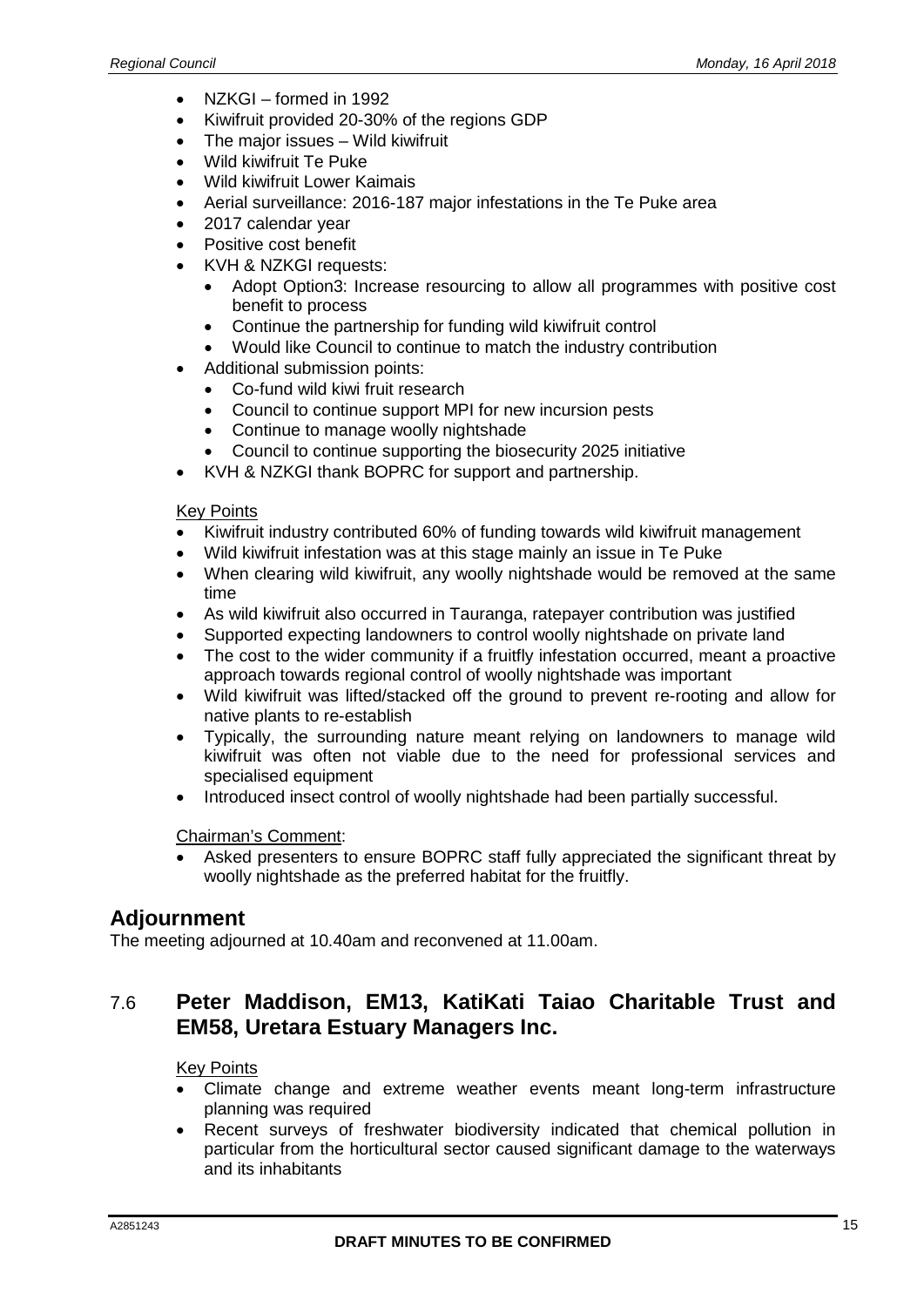- NZKGI – formed in 1992
- Kiwifruit provided 20-30% of the regions GDP
- The major issues – Wild kiwifruit
- Wild kiwifruit Te Puke
- Wild kiwifruit Lower Kaimais
- Aerial surveillance: 2016-187 major infestations in the Te Puke area
- 2017 calendar year
- Positive cost benefit
- KVH & NZKGI requests:
  - Adopt Option3: Increase resourcing to allow all programmes with positive cost benefit to process
  - Continue the partnership for funding wild kiwifruit control
  - Would like Council to continue to match the industry contribution
- Additional submission points:
  - Co-fund wild kiwi fruit research
  - Council to continue support MPI for new incursion pests
  - Continue to manage woolly nightshade
  - Council to continue supporting the biosecurity 2025 initiative
- KVH & NZKGI thank BOPRC for support and partnership.

Key Points

- Kiwifruit industry contributed 60% of funding towards wild kiwifruit management
- Wild kiwifruit infestation was at this stage mainly an issue in Te Puke
- When clearing wild kiwifruit, any woolly nightshade would be removed at the same time
- As wild kiwifruit also occurred in Tauranga, ratepayer contribution was justified
- Supported expecting landowners to control woolly nightshade on private land
- The cost to the wider community if a fruitfly infestation occurred, meant a proactive approach towards regional control of woolly nightshade was important
- Wild kiwifruit was lifted/stacked off the ground to prevent re-rooting and allow for native plants to re-establish
- Typically, the surrounding nature meant relying on landowners to manage wild kiwifruit was often not viable due to the need for professional services and specialised equipment
- Introduced insect control of woolly nightshade had been partially successful.

Chairman's Comment:

- Asked presenters to ensure BOPRC staff fully appreciated the significant threat by woolly nightshade as the preferred habitat for the fruitfly.

## Adjournment

The meeting adjourned at 10.40am and reconvened at 11.00am.

## 7.6 Peter Maddison, EM13, KatiKati Taiao Charitable Trust and EM58, Uretara Estuary Managers Inc.

Key Points

- Climate change and extreme weather events meant long-term infrastructure planning was required
- Recent surveys of freshwater biodiversity indicated that chemical pollution in particular from the horticultural sector caused significant damage to the waterways and its inhabitants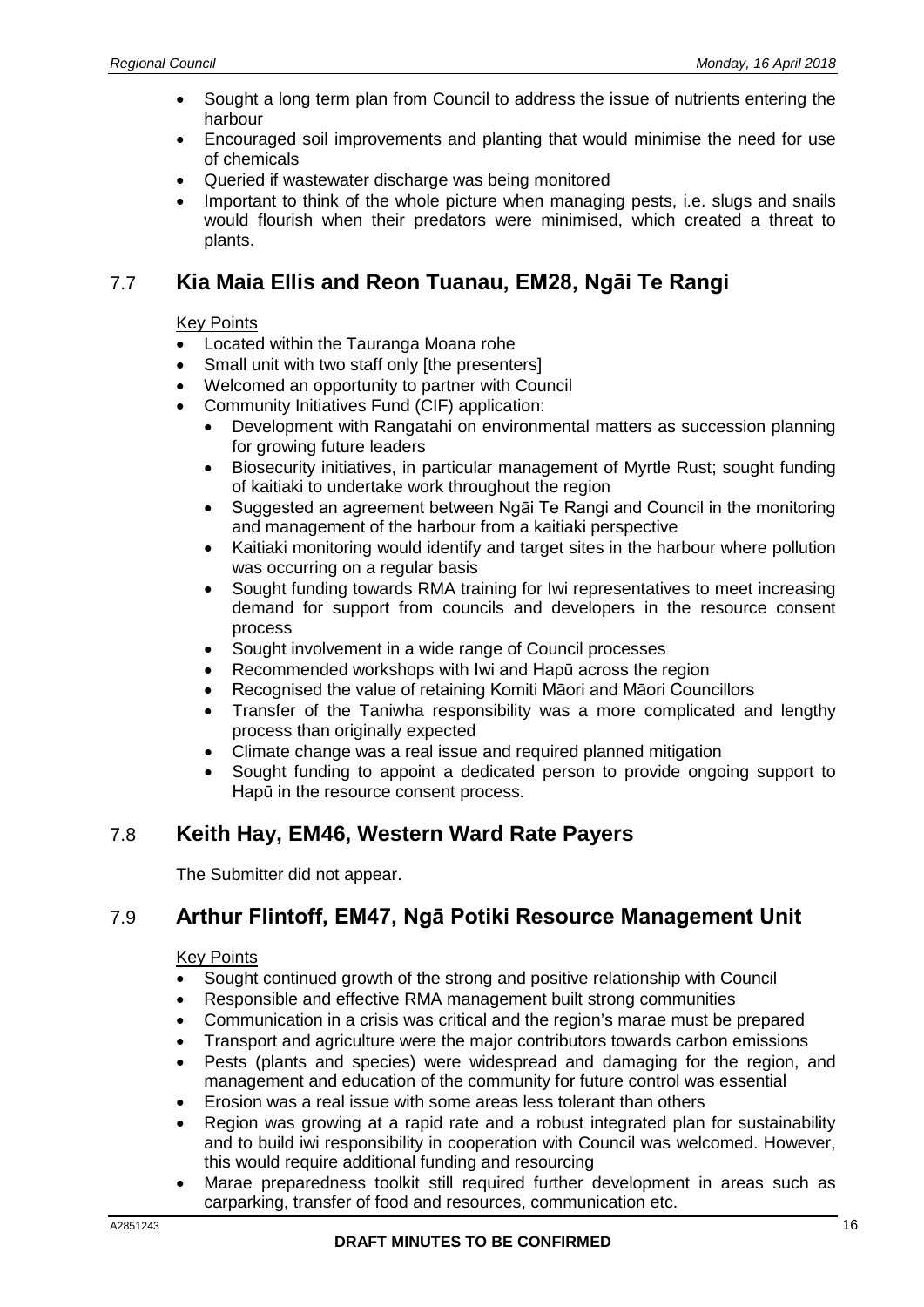- Sought a long term plan from Council to address the issue of nutrients entering the harbour
- Encouraged soil improvements and planting that would minimise the need for use of chemicals
- Queried if wastewater discharge was being monitored
- Important to think of the whole picture when managing pests, i.e. slugs and snails would flourish when their predators were minimised, which created a threat to plants.

## 7.7 Kia Maia Ellis and Reon Tuanau, EM28, Ngāi Te Rangi

Key Points

- Located within the Tauranga Moana rohe
- Small unit with two staff only [the presenters]
- Welcomed an opportunity to partner with Council
- Community Initiatives Fund (CIF) application:
  - Development with Rangatahi on environmental matters as succession planning for growing future leaders
  - Biosecurity initiatives, in particular management of Myrtle Rust; sought funding of kaitiaki to undertake work throughout the region
  - Suggested an agreement between Ngāi Te Rangi and Council in the monitoring and management of the harbour from a kaitiaki perspective
  - Kaitiaki monitoring would identify and target sites in the harbour where pollution was occurring on a regular basis
  - Sought funding towards RMA training for Iwi representatives to meet increasing demand for support from councils and developers in the resource consent process
  - Sought involvement in a wide range of Council processes
  - Recommended workshops with Iwi and Hapū across the region
  - Recognised the value of retaining Komiti Māori and Māori Councillors
  - Transfer of the Taniwha responsibility was a more complicated and lengthy process than originally expected
  - Climate change was a real issue and required planned mitigation
  - Sought funding to appoint a dedicated person to provide ongoing support to Hapū in the resource consent process.

## 7.8 Keith Hay, EM46, Western Ward Rate Payers

The Submitter did not appear.

## 7.9 Arthur Flintoff, EM47, Ngā Potiki Resource Management Unit

Key Points

- Sought continued growth of the strong and positive relationship with Council
- Responsible and effective RMA management built strong communities
- Communication in a crisis was critical and the region's marae must be prepared
- Transport and agriculture were the major contributors towards carbon emissions
- Pests (plants and species) were widespread and damaging for the region, and management and education of the community for future control was essential
- Erosion was a real issue with some areas less tolerant than others
- Region was growing at a rapid rate and a robust integrated plan for sustainability and to build iwi responsibility in cooperation with Council was welcomed. However, this would require additional funding and resourcing
- Marae preparedness toolkit still required further development in areas such as carparking, transfer of food and resources, communication etc.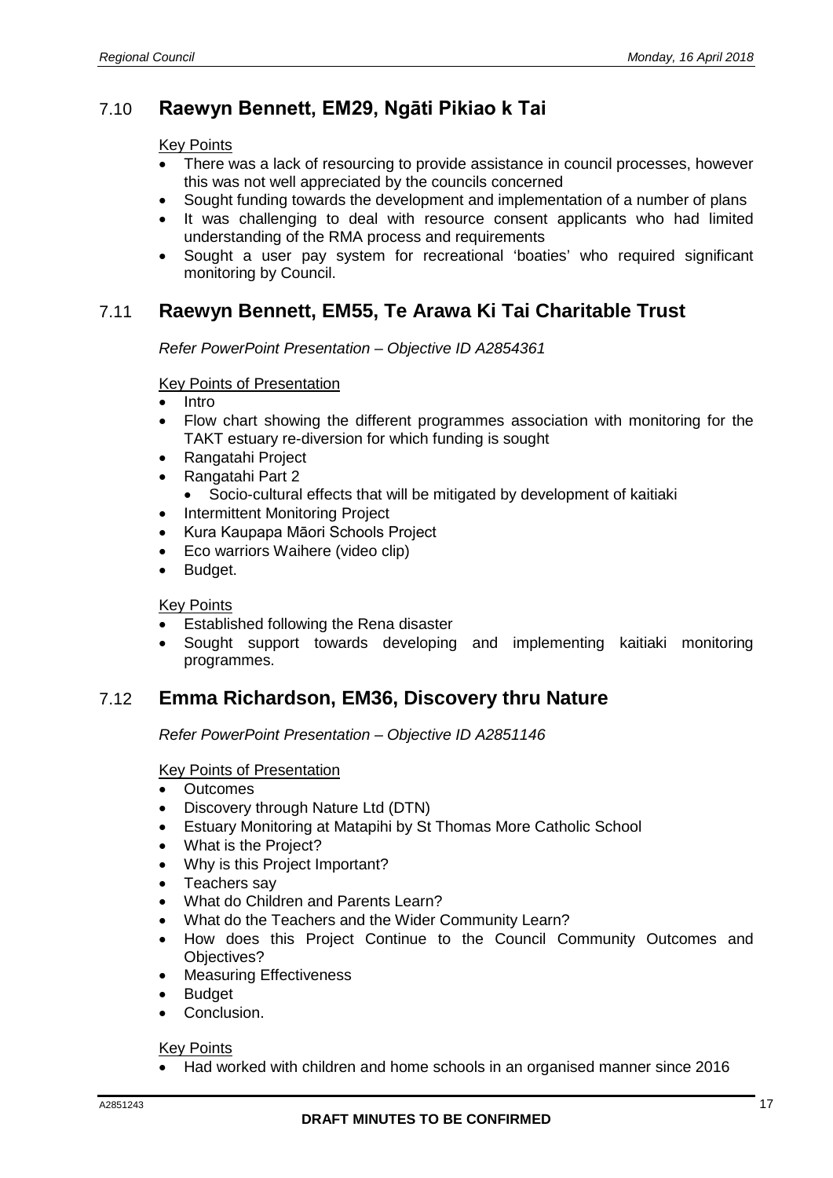## 7.10 Raewyn Bennett, EM29, Ngāti Pikiao k Tai

Key Points

- There was a lack of resourcing to provide assistance in council processes, however this was not well appreciated by the councils concerned
- Sought funding towards the development and implementation of a number of plans
- It was challenging to deal with resource consent applicants who had limited understanding of the RMA process and requirements
- Sought a user pay system for recreational 'boaties' who required significant monitoring by Council.

## 7.11 Raewyn Bennett, EM55, Te Arawa Ki Tai Charitable Trust

*Refer PowerPoint Presentation – Objective ID A2854361*

Key Points of Presentation

- Intro
- Flow chart showing the different programmes association with monitoring for the TAKT estuary re-diversion for which funding is sought
- Rangatahi Project
- Rangatahi Part 2
  - Socio-cultural effects that will be mitigated by development of kaitiaki
- Intermittent Monitoring Project
- Kura Kaupapa Māori Schools Project
- Eco warriors Waihere (video clip)
- Budget.

Key Points

- Established following the Rena disaster
- Sought support towards developing and implementing kaitiaki monitoring programmes.

## 7.12 Emma Richardson, EM36, Discovery thru Nature

*Refer PowerPoint Presentation – Objective ID A2851146*

Key Points of Presentation

- Outcomes
- Discovery through Nature Ltd (DTN)
- Estuary Monitoring at Matapihi by St Thomas More Catholic School
- What is the Project?
- Why is this Project Important?
- Teachers say
- What do Children and Parents Learn?
- What do the Teachers and the Wider Community Learn?
- How does this Project Continue to the Council Community Outcomes and Objectives?
- Measuring Effectiveness
- Budget
- Conclusion.

Key Points

- Had worked with children and home schools in an organised manner since 2016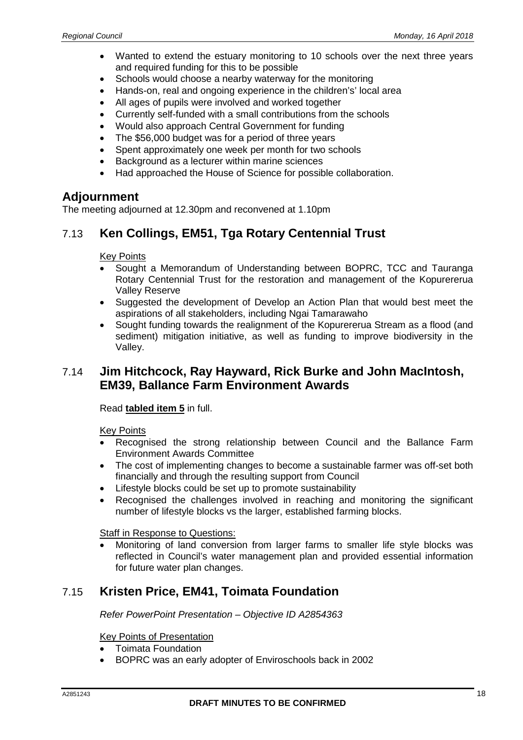- Wanted to extend the estuary monitoring to 10 schools over the next three years and required funding for this to be possible
- Schools would choose a nearby waterway for the monitoring
- Hands-on, real and ongoing experience in the children's' local area
- All ages of pupils were involved and worked together
- Currently self-funded with a small contributions from the schools
- Would also approach Central Government for funding
- The $56,000 budget was for a period of three years
- Spent approximately one week per month for two schools
- Background as a lecturer within marine sciences
- Had approached the House of Science for possible collaboration.

## Adjournment

The meeting adjourned at 12.30pm and reconvened at 1.10pm

### 7.13 Ken Collings, EM51, Tga Rotary Centennial Trust

Key Points

- Sought a Memorandum of Understanding between BOPRC, TCC and Tauranga Rotary Centennial Trust for the restoration and management of the Kopurererua Valley Reserve
- Suggested the development of Develop an Action Plan that would best meet the aspirations of all stakeholders, including Ngai Tamarawaho
- Sought funding towards the realignment of the Kopurererua Stream as a flood (and sediment) mitigation initiative, as well as funding to improve biodiversity in the Valley.

### 7.14 Jim Hitchcock, Ray Hayward, Rick Burke and John MacIntosh, EM39, Ballance Farm Environment Awards

Read **tabled item 5** in full.

Key Points

- Recognised the strong relationship between Council and the Ballance Farm Environment Awards Committee
- The cost of implementing changes to become a sustainable farmer was off-set both financially and through the resulting support from Council
- Lifestyle blocks could be set up to promote sustainability
- Recognised the challenges involved in reaching and monitoring the significant number of lifestyle blocks vs the larger, established farming blocks.

Staff in Response to Questions:

- Monitoring of land conversion from larger farms to smaller life style blocks was reflected in Council's water management plan and provided essential information for future water plan changes.

### 7.15 Kristen Price, EM41, Toimata Foundation

*Refer PowerPoint Presentation – Objective ID A2854363*

Key Points of Presentation

- Toimata Foundation
- BOPRC was an early adopter of Enviroschools back in 2002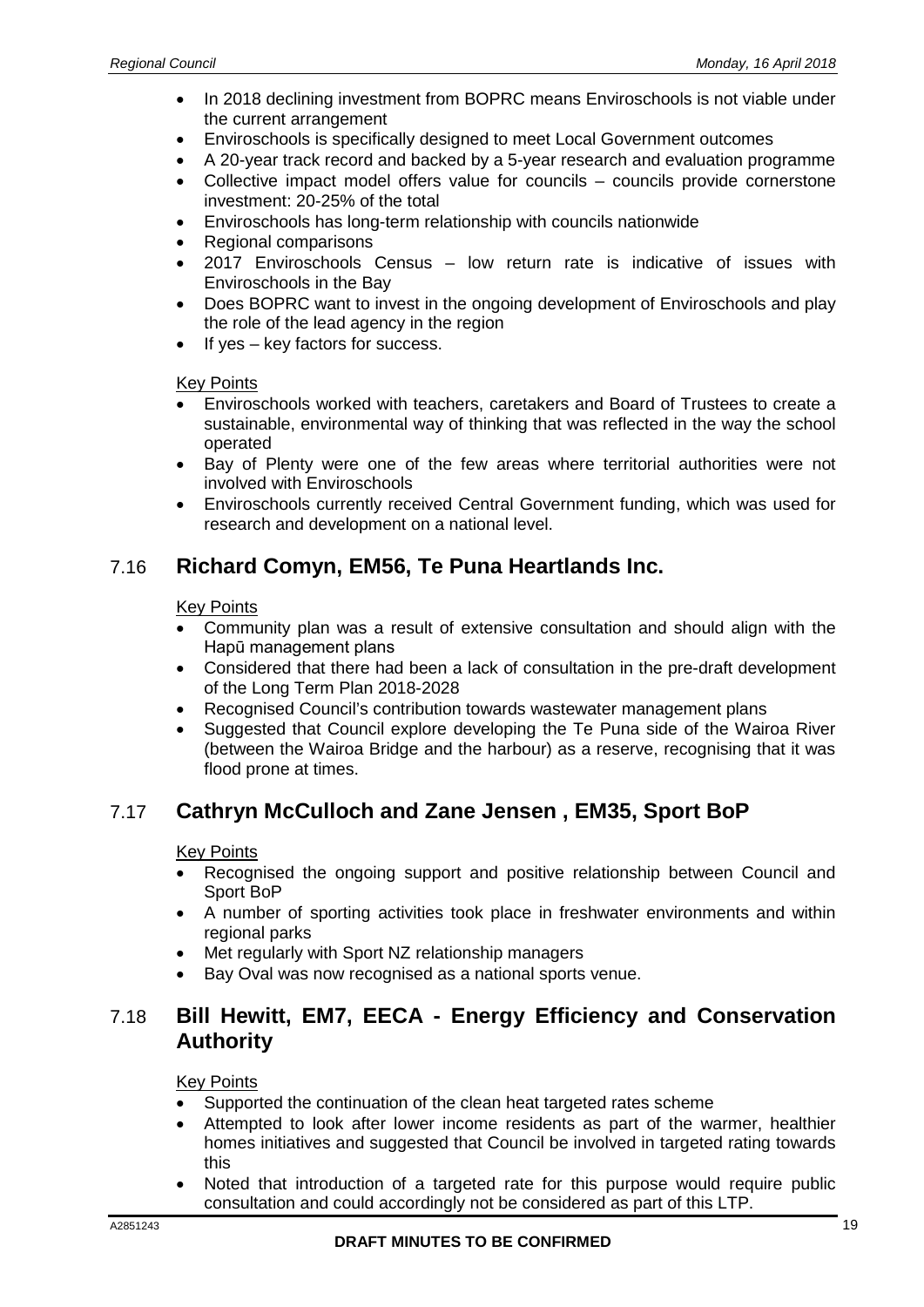- In 2018 declining investment from BOPRC means Enviroschools is not viable under the current arrangement
- Enviroschools is specifically designed to meet Local Government outcomes
- A 20-year track record and backed by a 5-year research and evaluation programme
- Collective impact model offers value for councils – councils provide cornerstone investment: 20-25% of the total
- Enviroschools has long-term relationship with councils nationwide
- Regional comparisons
- 2017 Enviroschools Census – low return rate is indicative of issues with Enviroschools in the Bay
- Does BOPRC want to invest in the ongoing development of Enviroschools and play the role of the lead agency in the region
- If yes – key factors for success.

Key Points

- Enviroschools worked with teachers, caretakers and Board of Trustees to create a sustainable, environmental way of thinking that was reflected in the way the school operated
- Bay of Plenty were one of the few areas where territorial authorities were not involved with Enviroschools
- Enviroschools currently received Central Government funding, which was used for research and development on a national level.

## 7.16 Richard Comyn, EM56, Te Puna Heartlands Inc.

Key Points

- Community plan was a result of extensive consultation and should align with the Hapū management plans
- Considered that there had been a lack of consultation in the pre-draft development of the Long Term Plan 2018-2028
- Recognised Council's contribution towards wastewater management plans
- Suggested that Council explore developing the Te Puna side of the Wairoa River (between the Wairoa Bridge and the harbour) as a reserve, recognising that it was flood prone at times.

## 7.17 Cathryn McCulloch and Zane Jensen , EM35, Sport BoP

Key Points

- Recognised the ongoing support and positive relationship between Council and Sport BoP
- A number of sporting activities took place in freshwater environments and within regional parks
- Met regularly with Sport NZ relationship managers
- Bay Oval was now recognised as a national sports venue.

## 7.18 Bill Hewitt, EM7, EECA - Energy Efficiency and Conservation Authority

Key Points

- Supported the continuation of the clean heat targeted rates scheme
- Attempted to look after lower income residents as part of the warmer, healthier homes initiatives and suggested that Council be involved in targeted rating towards this
- Noted that introduction of a targeted rate for this purpose would require public consultation and could accordingly not be considered as part of this LTP.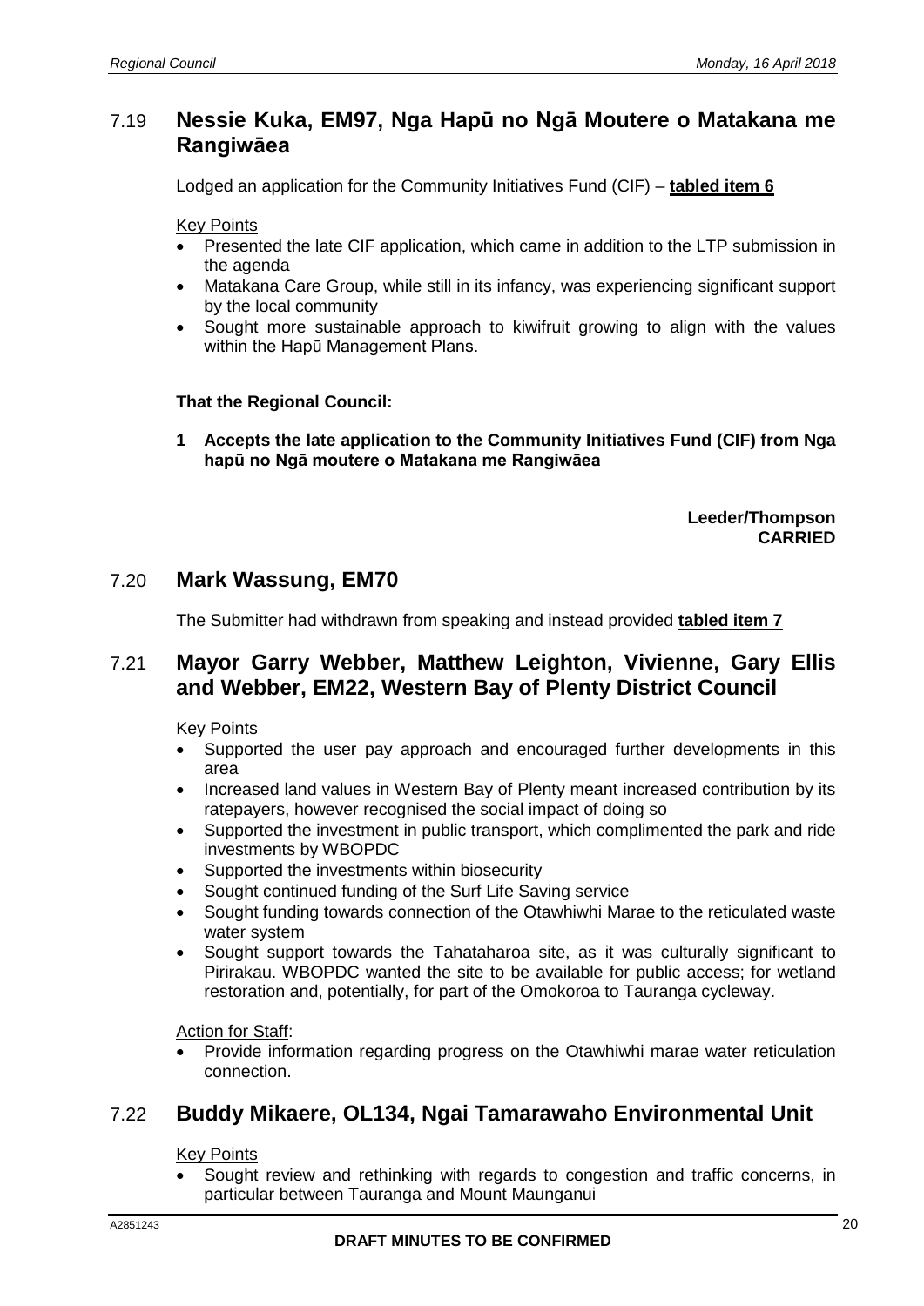## 7.19 Nessie Kuka, EM97, Nga Hapū no Ngā Moutere o Matakana me Rangiwāea

Lodged an application for the Community Initiatives Fund (CIF) – **tabled item 6**

Key Points

- Presented the late CIF application, which came in addition to the LTP submission in the agenda
- Matakana Care Group, while still in its infancy, was experiencing significant support by the local community
- Sought more sustainable approach to kiwifruit growing to align with the values within the Hapū Management Plans.

**That the Regional Council:**

**1 Accepts the late application to the Community Initiatives Fund (CIF) from Nga hapū no Ngā moutere o Matakana me Rangiwāea**

**Leeder/Thompson**
**CARRIED**

## 7.20 Mark Wassung, EM70

The Submitter had withdrawn from speaking and instead provided **tabled item 7**

## 7.21 Mayor Garry Webber, Matthew Leighton, Vivienne, Gary Ellis and Webber, EM22, Western Bay of Plenty District Council

Key Points

- Supported the user pay approach and encouraged further developments in this area
- Increased land values in Western Bay of Plenty meant increased contribution by its ratepayers, however recognised the social impact of doing so
- Supported the investment in public transport, which complimented the park and ride investments by WBOPDC
- Supported the investments within biosecurity
- Sought continued funding of the Surf Life Saving service
- Sought funding towards connection of the Otawhiwhi Marae to the reticulated waste water system
- Sought support towards the Tahataharoa site, as it was culturally significant to Pirirakau. WBOPDC wanted the site to be available for public access; for wetland restoration and, potentially, for part of the Omokoroa to Tauranga cycleway.

Action for Staff:

- Provide information regarding progress on the Otawhiwhi marae water reticulation connection.

## 7.22 Buddy Mikaere, OL134, Ngai Tamarawaho Environmental Unit

Key Points

- Sought review and rethinking with regards to congestion and traffic concerns, in particular between Tauranga and Mount Maunganui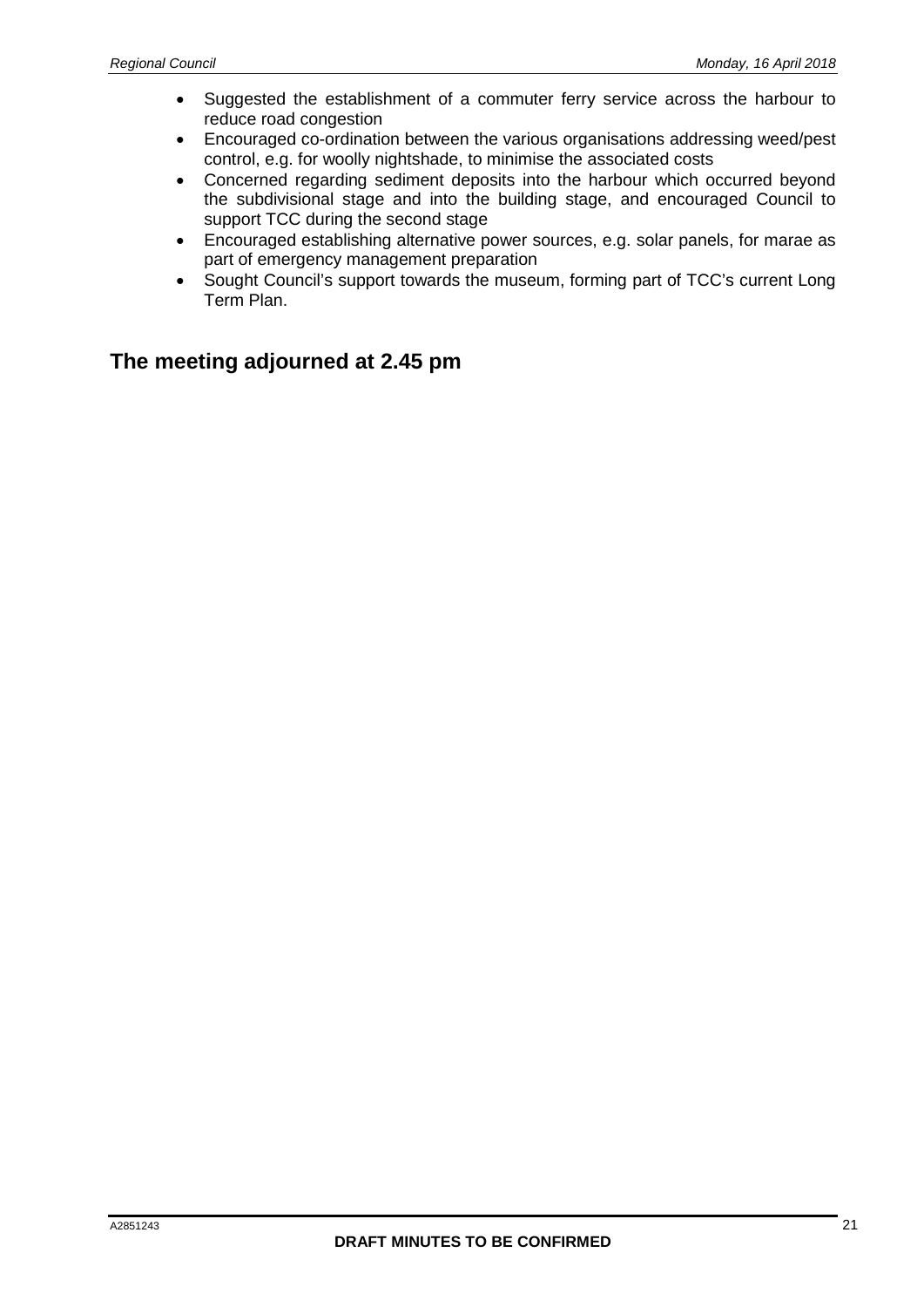- Suggested the establishment of a commuter ferry service across the harbour to reduce road congestion
- Encouraged co-ordination between the various organisations addressing weed/pest control, e.g. for woolly nightshade, to minimise the associated costs
- Concerned regarding sediment deposits into the harbour which occurred beyond the subdivisional stage and into the building stage, and encouraged Council to support TCC during the second stage
- Encouraged establishing alternative power sources, e.g. solar panels, for marae as part of emergency management preparation
- Sought Council's support towards the museum, forming part of TCC's current Long Term Plan.

## The meeting adjourned at 2.45 pm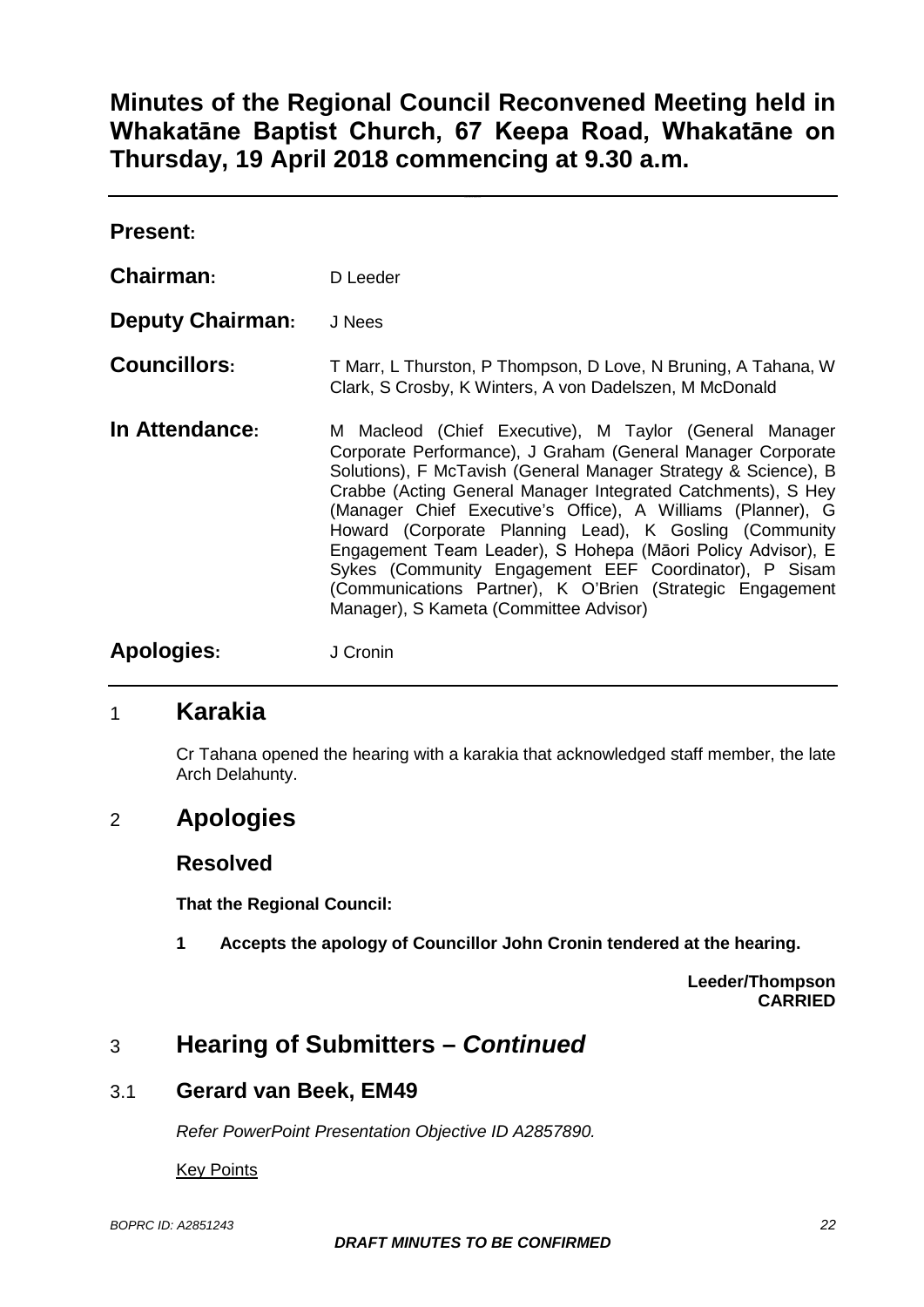# Minutes of the Regional Council Reconvened Meeting held in Whakatāne Baptist Church, 67 Keepa Road, Whakatāne on Thursday, 19 April 2018 commencing at 9.30 a.m.

**Present:**

**Chairman:** D Leeder

**Deputy Chairman:** J Nees

**Councillors:** T Marr, L Thurston, P Thompson, D Love, N Bruning, A Tahana, W Clark, S Crosby, K Winters, A von Dadelszen, M McDonald

**In Attendance:** M Macleod (Chief Executive), M Taylor (General Manager Corporate Performance), J Graham (General Manager Corporate Solutions), F McTavish (General Manager Strategy & Science), B Crabbe (Acting General Manager Integrated Catchments), S Hey (Manager Chief Executive's Office), A Williams (Planner), G Howard (Corporate Planning Lead), K Gosling (Community Engagement Team Leader), S Hohepa (Māori Policy Advisor), E Sykes (Community Engagement EEF Coordinator), P Sisam (Communications Partner), K O'Brien (Strategic Engagement Manager), S Kameta (Committee Advisor)

**Apologies:** J Cronin

## 1 Karakia

Cr Tahana opened the hearing with a karakia that acknowledged staff member, the late Arch Delahunty.

## 2 Apologies

### Resolved

**That the Regional Council:**

**1 Accepts the apology of Councillor John Cronin tendered at the hearing.**

**Leeder/Thompson**
**CARRIED**

## 3 Hearing of Submitters – *Continued*

### 3.1 Gerard van Beek, EM49

*Refer PowerPoint Presentation Objective ID A2857890.*

Key Points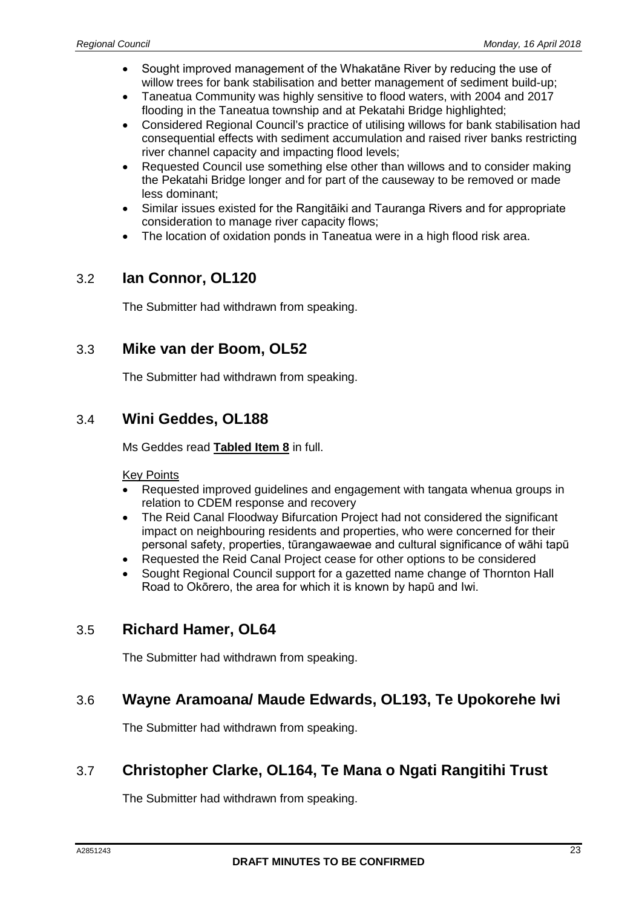- Sought improved management of the Whakatāne River by reducing the use of willow trees for bank stabilisation and better management of sediment build-up;
- Taneatua Community was highly sensitive to flood waters, with 2004 and 2017 flooding in the Taneatua township and at Pekatahi Bridge highlighted;
- Considered Regional Council's practice of utilising willows for bank stabilisation had consequential effects with sediment accumulation and raised river banks restricting river channel capacity and impacting flood levels;
- Requested Council use something else other than willows and to consider making the Pekatahi Bridge longer and for part of the causeway to be removed or made less dominant;
- Similar issues existed for the Rangitāiki and Tauranga Rivers and for appropriate consideration to manage river capacity flows;
- The location of oxidation ponds in Taneatua were in a high flood risk area.

## 3.2 Ian Connor, OL120

The Submitter had withdrawn from speaking.

## 3.3 Mike van der Boom, OL52

The Submitter had withdrawn from speaking.

## 3.4 Wini Geddes, OL188

Ms Geddes read **Tabled Item 8** in full.

Key Points

- Requested improved guidelines and engagement with tangata whenua groups in relation to CDEM response and recovery
- The Reid Canal Floodway Bifurcation Project had not considered the significant impact on neighbouring residents and properties, who were concerned for their personal safety, properties, tūrangawaewae and cultural significance of wāhi tapū
- Requested the Reid Canal Project cease for other options to be considered
- Sought Regional Council support for a gazetted name change of Thornton Hall Road to Okōrero, the area for which it is known by hapū and Iwi.

## 3.5 Richard Hamer, OL64

The Submitter had withdrawn from speaking.

## 3.6 Wayne Aramoana/ Maude Edwards, OL193, Te Upokorehe Iwi

The Submitter had withdrawn from speaking.

## 3.7 Christopher Clarke, OL164, Te Mana o Ngati Rangitihi Trust

The Submitter had withdrawn from speaking.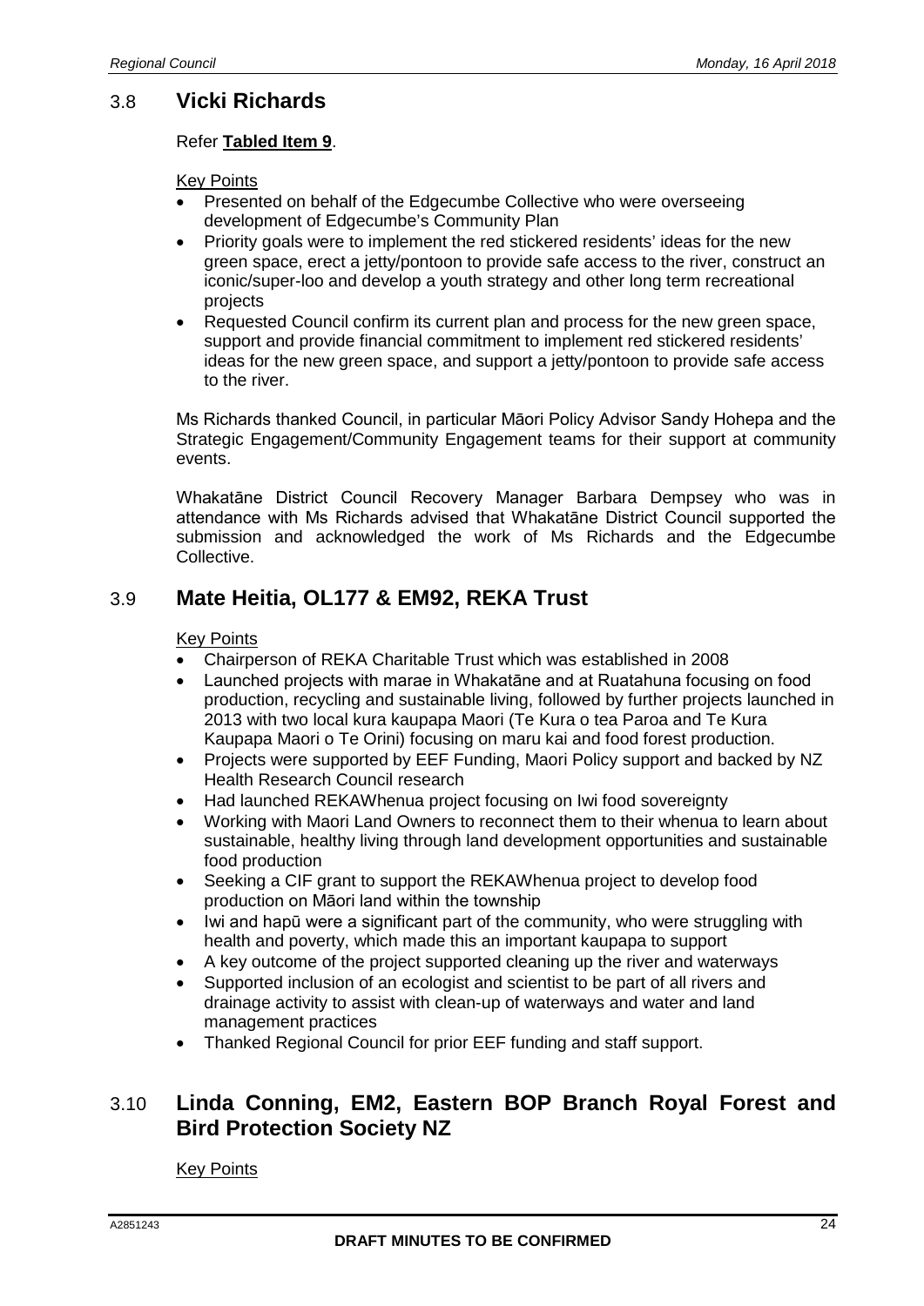## 3.8 Vicki Richards

Refer **Tabled Item 9**.

Key Points

- Presented on behalf of the Edgecumbe Collective who were overseeing development of Edgecumbe's Community Plan
- Priority goals were to implement the red stickered residents' ideas for the new green space, erect a jetty/pontoon to provide safe access to the river, construct an iconic/super-loo and develop a youth strategy and other long term recreational projects
- Requested Council confirm its current plan and process for the new green space, support and provide financial commitment to implement red stickered residents' ideas for the new green space, and support a jetty/pontoon to provide safe access to the river.

Ms Richards thanked Council, in particular Māori Policy Advisor Sandy Hohepa and the Strategic Engagement/Community Engagement teams for their support at community events.

Whakatāne District Council Recovery Manager Barbara Dempsey who was in attendance with Ms Richards advised that Whakatāne District Council supported the submission and acknowledged the work of Ms Richards and the Edgecumbe Collective.

## 3.9 Mate Heitia, OL177 & EM92, REKA Trust

Key Points

- Chairperson of REKA Charitable Trust which was established in 2008
- Launched projects with marae in Whakatāne and at Ruatahuna focusing on food production, recycling and sustainable living, followed by further projects launched in 2013 with two local kura kaupapa Maori (Te Kura o tea Paroa and Te Kura Kaupapa Maori o Te Orini) focusing on maru kai and food forest production.
- Projects were supported by EEF Funding, Maori Policy support and backed by NZ Health Research Council research
- Had launched REKAWhenua project focusing on Iwi food sovereignty
- Working with Maori Land Owners to reconnect them to their whenua to learn about sustainable, healthy living through land development opportunities and sustainable food production
- Seeking a CIF grant to support the REKAWhenua project to develop food production on Māori land within the township
- Iwi and hapū were a significant part of the community, who were struggling with health and poverty, which made this an important kaupapa to support
- A key outcome of the project supported cleaning up the river and waterways
- Supported inclusion of an ecologist and scientist to be part of all rivers and drainage activity to assist with clean-up of waterways and water and land management practices
- Thanked Regional Council for prior EEF funding and staff support.

## 3.10 Linda Conning, EM2, Eastern BOP Branch Royal Forest and Bird Protection Society NZ

Key Points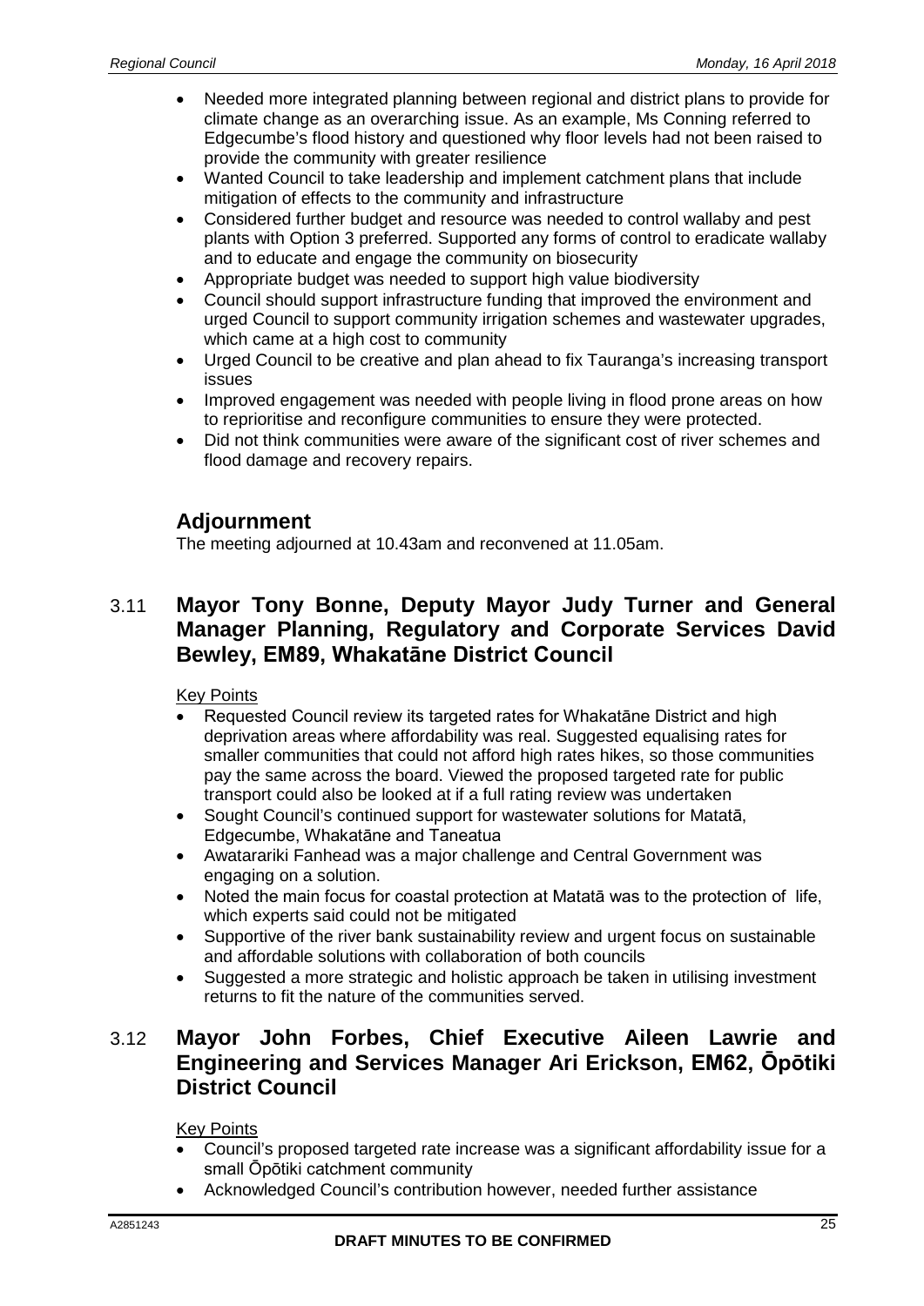- Needed more integrated planning between regional and district plans to provide for climate change as an overarching issue. As an example, Ms Conning referred to Edgecumbe's flood history and questioned why floor levels had not been raised to provide the community with greater resilience
- Wanted Council to take leadership and implement catchment plans that include mitigation of effects to the community and infrastructure
- Considered further budget and resource was needed to control wallaby and pest plants with Option 3 preferred. Supported any forms of control to eradicate wallaby and to educate and engage the community on biosecurity
- Appropriate budget was needed to support high value biodiversity
- Council should support infrastructure funding that improved the environment and urged Council to support community irrigation schemes and wastewater upgrades, which came at a high cost to community
- Urged Council to be creative and plan ahead to fix Tauranga's increasing transport issues
- Improved engagement was needed with people living in flood prone areas on how to reprioritise and reconfigure communities to ensure they were protected.
- Did not think communities were aware of the significant cost of river schemes and flood damage and recovery repairs.

## Adjournment

The meeting adjourned at 10.43am and reconvened at 11.05am.

### 3.11 Mayor Tony Bonne, Deputy Mayor Judy Turner and General Manager Planning, Regulatory and Corporate Services David Bewley, EM89, Whakatāne District Council

Key Points

- Requested Council review its targeted rates for Whakatāne District and high deprivation areas where affordability was real. Suggested equalising rates for smaller communities that could not afford high rates hikes, so those communities pay the same across the board. Viewed the proposed targeted rate for public transport could also be looked at if a full rating review was undertaken
- Sought Council's continued support for wastewater solutions for Matatā, Edgecumbe, Whakatāne and Taneatua
- Awatarariki Fanhead was a major challenge and Central Government was engaging on a solution.
- Noted the main focus for coastal protection at Matatā was to the protection of life, which experts said could not be mitigated
- Supportive of the river bank sustainability review and urgent focus on sustainable and affordable solutions with collaboration of both councils
- Suggested a more strategic and holistic approach be taken in utilising investment returns to fit the nature of the communities served.

### 3.12 Mayor John Forbes, Chief Executive Aileen Lawrie and Engineering and Services Manager Ari Erickson, EM62, Ōpōtiki District Council

Key Points

- Council's proposed targeted rate increase was a significant affordability issue for a small Ōpōtiki catchment community
- Acknowledged Council's contribution however, needed further assistance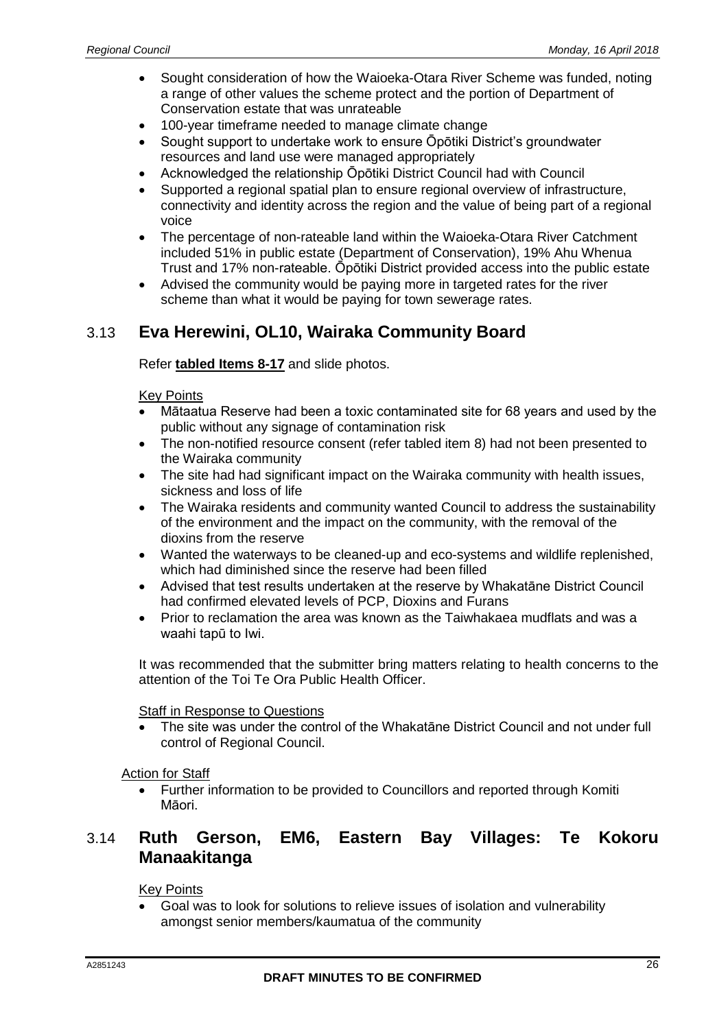- Sought consideration of how the Waioeka-Otara River Scheme was funded, noting a range of other values the scheme protect and the portion of Department of Conservation estate that was unrateable
- 100-year timeframe needed to manage climate change
- Sought support to undertake work to ensure Ōpōtiki District's groundwater resources and land use were managed appropriately
- Acknowledged the relationship Ōpōtiki District Council had with Council
- Supported a regional spatial plan to ensure regional overview of infrastructure, connectivity and identity across the region and the value of being part of a regional voice
- The percentage of non-rateable land within the Waioeka-Otara River Catchment included 51% in public estate (Department of Conservation), 19% Ahu Whenua Trust and 17% non-rateable. Ōpōtiki District provided access into the public estate
- Advised the community would be paying more in targeted rates for the river scheme than what it would be paying for town sewerage rates.

## 3.13 Eva Herewini, OL10, Wairaka Community Board

Refer **tabled Items 8-17** and slide photos.

Key Points

- Mātaatua Reserve had been a toxic contaminated site for 68 years and used by the public without any signage of contamination risk
- The non-notified resource consent (refer tabled item 8) had not been presented to the Wairaka community
- The site had had significant impact on the Wairaka community with health issues, sickness and loss of life
- The Wairaka residents and community wanted Council to address the sustainability of the environment and the impact on the community, with the removal of the dioxins from the reserve
- Wanted the waterways to be cleaned-up and eco-systems and wildlife replenished, which had diminished since the reserve had been filled
- Advised that test results undertaken at the reserve by Whakatāne District Council had confirmed elevated levels of PCP, Dioxins and Furans
- Prior to reclamation the area was known as the Taiwhakaea mudflats and was a waahi tapū to Iwi.

It was recommended that the submitter bring matters relating to health concerns to the attention of the Toi Te Ora Public Health Officer.

Staff in Response to Questions

- The site was under the control of the Whakatāne District Council and not under full control of Regional Council.

Action for Staff

- Further information to be provided to Councillors and reported through Komiti Māori.

## 3.14 Ruth Gerson, EM6, Eastern Bay Villages: Te Kokoru Manaakitanga

Key Points

- Goal was to look for solutions to relieve issues of isolation and vulnerability amongst senior members/kaumatua of the community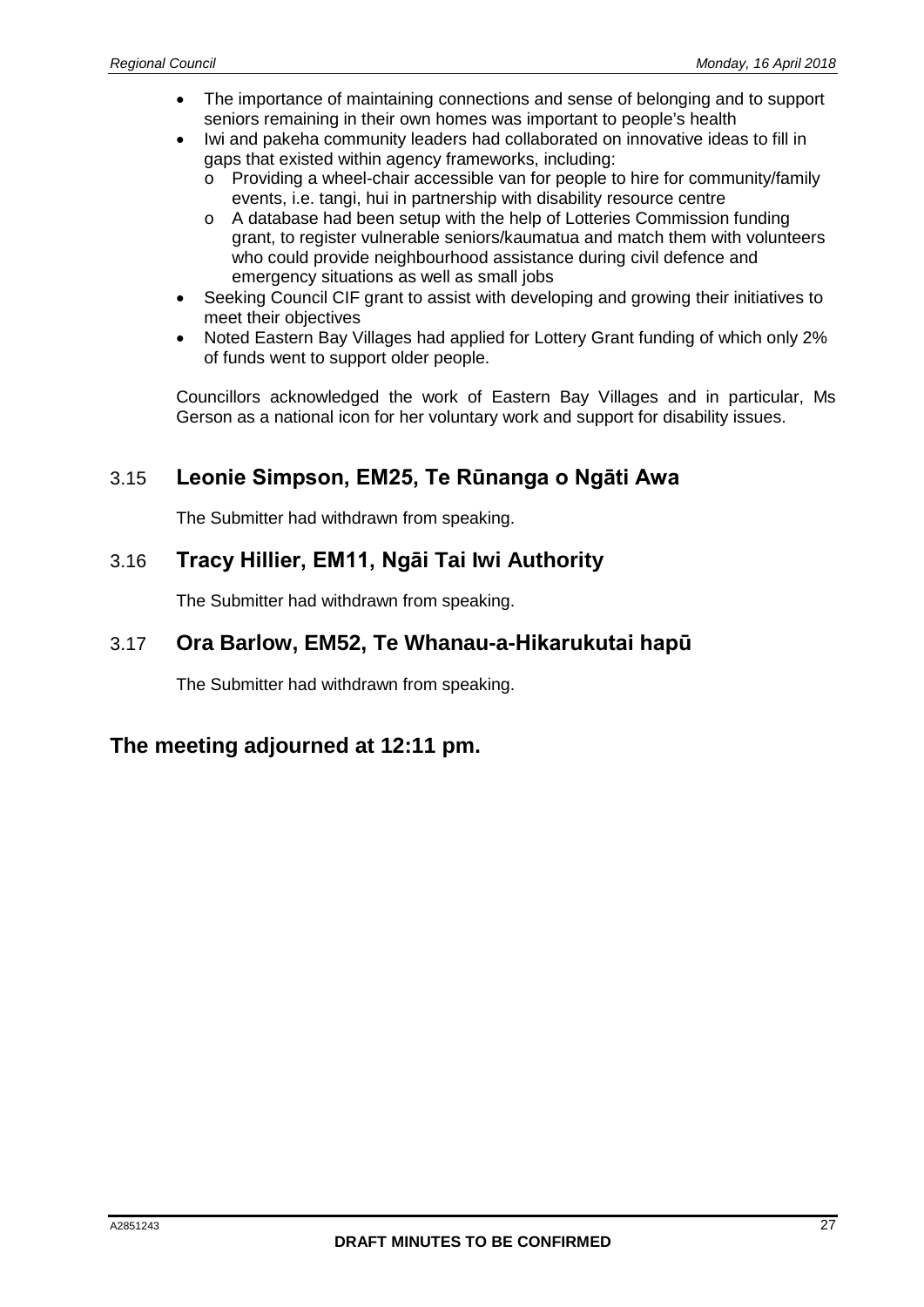- The importance of maintaining connections and sense of belonging and to support seniors remaining in their own homes was important to people's health
- Iwi and pakeha community leaders had collaborated on innovative ideas to fill in gaps that existed within agency frameworks, including:
  - Providing a wheel-chair accessible van for people to hire for community/family events, i.e. tangi, hui in partnership with disability resource centre
  - A database had been setup with the help of Lotteries Commission funding grant, to register vulnerable seniors/kaumatua and match them with volunteers who could provide neighbourhood assistance during civil defence and emergency situations as well as small jobs
- Seeking Council CIF grant to assist with developing and growing their initiatives to meet their objectives
- Noted Eastern Bay Villages had applied for Lottery Grant funding of which only 2% of funds went to support older people.

Councillors acknowledged the work of Eastern Bay Villages and in particular, Ms Gerson as a national icon for her voluntary work and support for disability issues.

## 3.15 Leonie Simpson, EM25, Te Rūnanga o Ngāti Awa

The Submitter had withdrawn from speaking.

## 3.16 Tracy Hillier, EM11, Ngāi Tai Iwi Authority

The Submitter had withdrawn from speaking.

## 3.17 Ora Barlow, EM52, Te Whanau-a-Hikarukutai hapū

The Submitter had withdrawn from speaking.

## The meeting adjourned at 12:11 pm.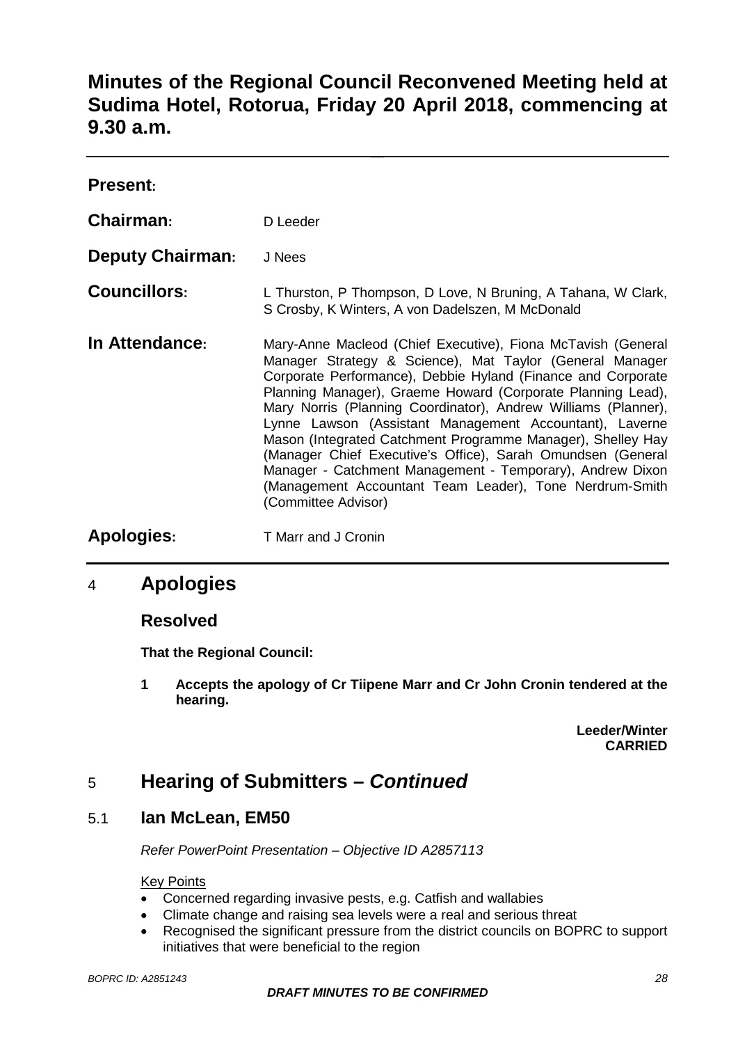# Minutes of the Regional Council Reconvened Meeting held at Sudima Hotel, Rotorua, Friday 20 April 2018, commencing at 9.30 a.m.

| | |
|---|---|
| **Present:** | |
| **Chairman:** | D Leeder |
| **Deputy Chairman:** | J Nees |
| **Councillors:** | L Thurston, P Thompson, D Love, N Bruning, A Tahana, W Clark, S Crosby, K Winters, A von Dadelszen, M McDonald |
| **In Attendance:** | Mary-Anne Macleod (Chief Executive), Fiona McTavish (General Manager Strategy & Science), Mat Taylor (General Manager Corporate Performance), Debbie Hyland (Finance and Corporate Planning Manager), Graeme Howard (Corporate Planning Lead), Mary Norris (Planning Coordinator), Andrew Williams (Planner), Lynne Lawson (Assistant Management Accountant), Laverne Mason (Integrated Catchment Programme Manager), Shelley Hay (Manager Chief Executive's Office), Sarah Omundsen (General Manager - Catchment Management - Temporary), Andrew Dixon (Management Accountant Team Leader), Tone Nerdrum-Smith (Committee Advisor) |
| **Apologies:** | T Marr and J Cronin |

## 4 Apologies

### Resolved

**That the Regional Council:**

**1 Accepts the apology of Cr Tiipene Marr and Cr John Cronin tendered at the hearing.**

**Leeder/Winter**
**CARRIED**

## 5 Hearing of Submitters – *Continued*

### 5.1 Ian McLean, EM50

*Refer PowerPoint Presentation – Objective ID A2857113*

Key Points

- Concerned regarding invasive pests, e.g. Catfish and wallabies
- Climate change and raising sea levels were a real and serious threat
- Recognised the significant pressure from the district councils on BOPRC to support initiatives that were beneficial to the region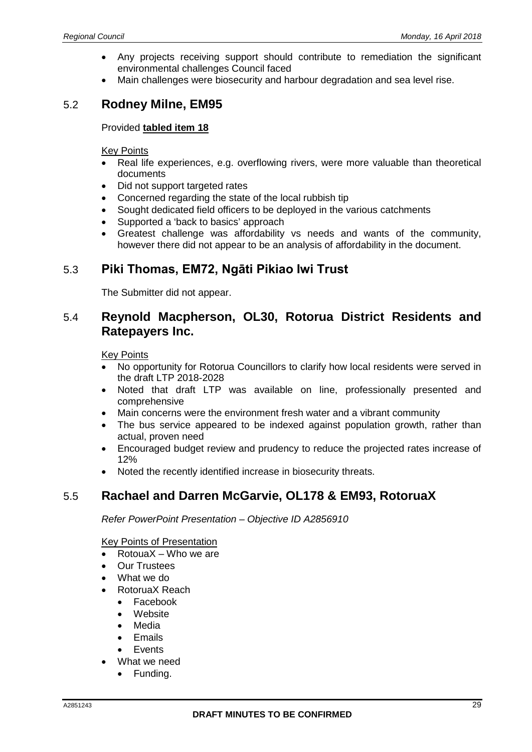- Any projects receiving support should contribute to remediation the significant environmental challenges Council faced
- Main challenges were biosecurity and harbour degradation and sea level rise.

## 5.2 Rodney Milne, EM95

Provided **tabled item 18**

Key Points

- Real life experiences, e.g. overflowing rivers, were more valuable than theoretical documents
- Did not support targeted rates
- Concerned regarding the state of the local rubbish tip
- Sought dedicated field officers to be deployed in the various catchments
- Supported a 'back to basics' approach
- Greatest challenge was affordability vs needs and wants of the community, however there did not appear to be an analysis of affordability in the document.

## 5.3 Piki Thomas, EM72, Ngāti Pikiao Iwi Trust

The Submitter did not appear.

## 5.4 Reynold Macpherson, OL30, Rotorua District Residents and Ratepayers Inc.

Key Points

- No opportunity for Rotorua Councillors to clarify how local residents were served in the draft LTP 2018-2028
- Noted that draft LTP was available on line, professionally presented and comprehensive
- Main concerns were the environment fresh water and a vibrant community
- The bus service appeared to be indexed against population growth, rather than actual, proven need
- Encouraged budget review and prudency to reduce the projected rates increase of 12%
- Noted the recently identified increase in biosecurity threats.

## 5.5 Rachael and Darren McGarvie, OL178 & EM93, RotoruaX

*Refer PowerPoint Presentation – Objective ID A2856910*

Key Points of Presentation

- RotouaX – Who we are
- Our Trustees
- What we do
- RotoruaX Reach
  - Facebook
  - Website
  - Media
  - Emails
  - Events
- What we need
  - Funding.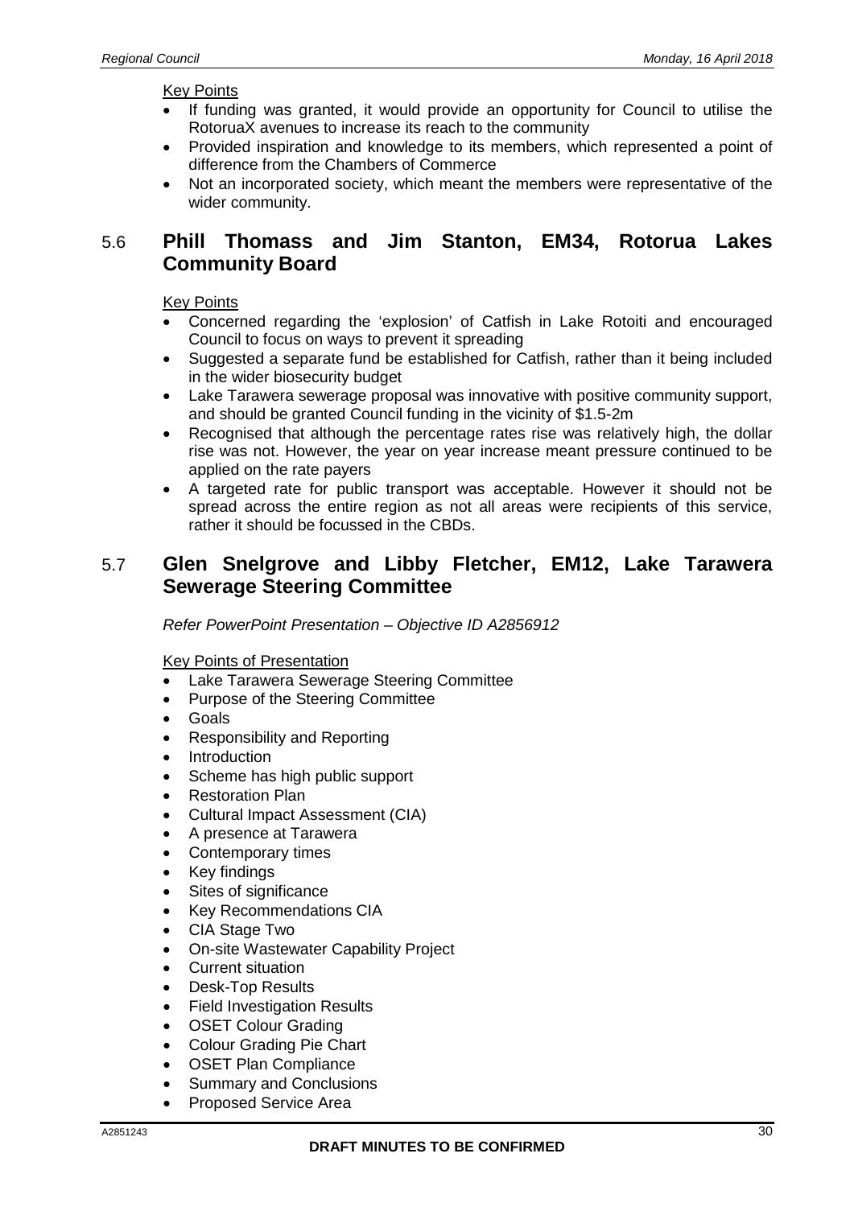Key Points

- If funding was granted, it would provide an opportunity for Council to utilise the RotoruaX avenues to increase its reach to the community
- Provided inspiration and knowledge to its members, which represented a point of difference from the Chambers of Commerce
- Not an incorporated society, which meant the members were representative of the wider community.

## 5.6 Phill Thomass and Jim Stanton, EM34, Rotorua Lakes Community Board

Key Points

- Concerned regarding the 'explosion' of Catfish in Lake Rotoiti and encouraged Council to focus on ways to prevent it spreading
- Suggested a separate fund be established for Catfish, rather than it being included in the wider biosecurity budget
- Lake Tarawera sewerage proposal was innovative with positive community support, and should be granted Council funding in the vicinity of $1.5-2m
- Recognised that although the percentage rates rise was relatively high, the dollar rise was not. However, the year on year increase meant pressure continued to be applied on the rate payers
- A targeted rate for public transport was acceptable. However it should not be spread across the entire region as not all areas were recipients of this service, rather it should be focussed in the CBDs.

## 5.7 Glen Snelgrove and Libby Fletcher, EM12, Lake Tarawera Sewerage Steering Committee

*Refer PowerPoint Presentation – Objective ID A2856912*

Key Points of Presentation

- Lake Tarawera Sewerage Steering Committee
- Purpose of the Steering Committee
- Goals
- Responsibility and Reporting
- Introduction
- Scheme has high public support
- Restoration Plan
- Cultural Impact Assessment (CIA)
- A presence at Tarawera
- Contemporary times
- Key findings
- Sites of significance
- Key Recommendations CIA
- CIA Stage Two
- On-site Wastewater Capability Project
- Current situation
- Desk-Top Results
- Field Investigation Results
- OSET Colour Grading
- Colour Grading Pie Chart
- OSET Plan Compliance
- Summary and Conclusions
- Proposed Service Area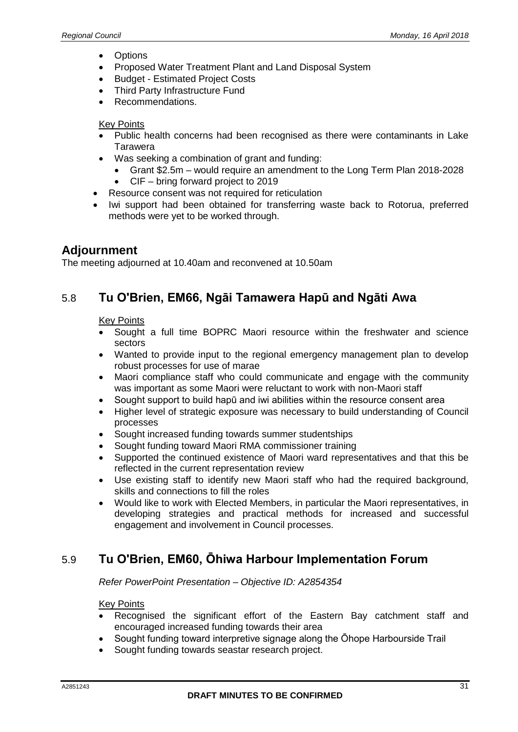- Options
- Proposed Water Treatment Plant and Land Disposal System
- Budget - Estimated Project Costs
- Third Party Infrastructure Fund
- Recommendations.

Key Points

- Public health concerns had been recognised as there were contaminants in Lake Tarawera
- Was seeking a combination of grant and funding:
  - Grant $2.5m – would require an amendment to the Long Term Plan 2018-2028
  - CIF – bring forward project to 2019
- Resource consent was not required for reticulation
- Iwi support had been obtained for transferring waste back to Rotorua, preferred methods were yet to be worked through.

## Adjournment

The meeting adjourned at 10.40am and reconvened at 10.50am

## 5.8 Tu O'Brien, EM66, Ngāi Tamawera Hapū and Ngāti Awa

Key Points

- Sought a full time BOPRC Maori resource within the freshwater and science sectors
- Wanted to provide input to the regional emergency management plan to develop robust processes for use of marae
- Maori compliance staff who could communicate and engage with the community was important as some Maori were reluctant to work with non-Maori staff
- Sought support to build hapū and iwi abilities within the resource consent area
- Higher level of strategic exposure was necessary to build understanding of Council processes
- Sought increased funding towards summer studentships
- Sought funding toward Maori RMA commissioner training
- Supported the continued existence of Maori ward representatives and that this be reflected in the current representation review
- Use existing staff to identify new Maori staff who had the required background, skills and connections to fill the roles
- Would like to work with Elected Members, in particular the Maori representatives, in developing strategies and practical methods for increased and successful engagement and involvement in Council processes.

## 5.9 Tu O'Brien, EM60, Ōhiwa Harbour Implementation Forum

*Refer PowerPoint Presentation – Objective ID: A2854354*

Key Points

- Recognised the significant effort of the Eastern Bay catchment staff and encouraged increased funding towards their area
- Sought funding toward interpretive signage along the Ōhope Harbourside Trail
- Sought funding towards seastar research project.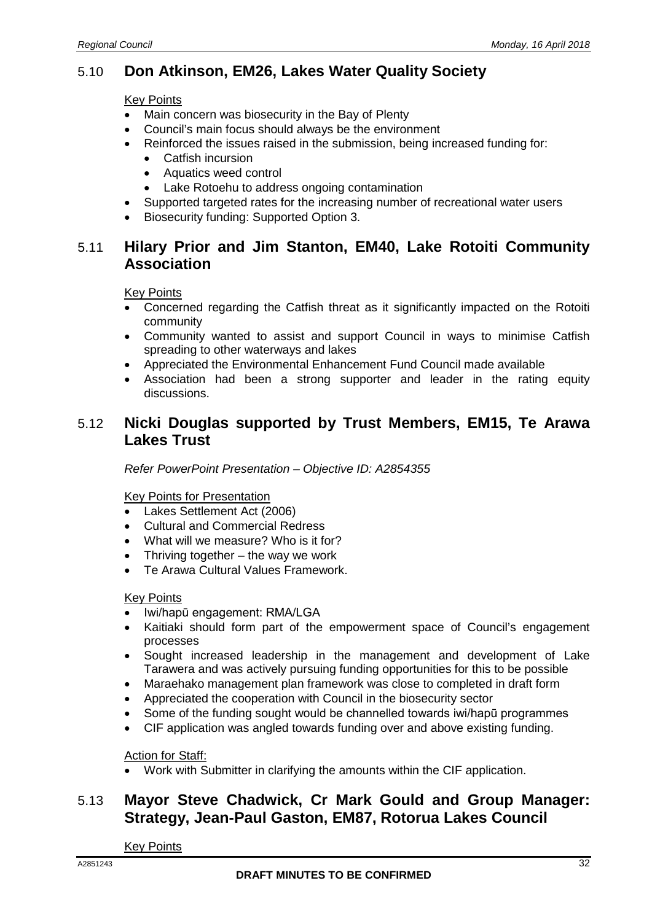## 5.10 Don Atkinson, EM26, Lakes Water Quality Society

Key Points

- Main concern was biosecurity in the Bay of Plenty
- Council's main focus should always be the environment
- Reinforced the issues raised in the submission, being increased funding for:
  - Catfish incursion
  - Aquatics weed control
  - Lake Rotoehu to address ongoing contamination
- Supported targeted rates for the increasing number of recreational water users
- Biosecurity funding: Supported Option 3.

## 5.11 Hilary Prior and Jim Stanton, EM40, Lake Rotoiti Community Association

Key Points

- Concerned regarding the Catfish threat as it significantly impacted on the Rotoiti community
- Community wanted to assist and support Council in ways to minimise Catfish spreading to other waterways and lakes
- Appreciated the Environmental Enhancement Fund Council made available
- Association had been a strong supporter and leader in the rating equity discussions.

## 5.12 Nicki Douglas supported by Trust Members, EM15, Te Arawa Lakes Trust

*Refer PowerPoint Presentation – Objective ID: A2854355*

Key Points for Presentation

- Lakes Settlement Act (2006)
- Cultural and Commercial Redress
- What will we measure? Who is it for?
- Thriving together – the way we work
- Te Arawa Cultural Values Framework.

Key Points

- Iwi/hapū engagement: RMA/LGA
- Kaitiaki should form part of the empowerment space of Council's engagement processes
- Sought increased leadership in the management and development of Lake Tarawera and was actively pursuing funding opportunities for this to be possible
- Maraehako management plan framework was close to completed in draft form
- Appreciated the cooperation with Council in the biosecurity sector
- Some of the funding sought would be channelled towards iwi/hapū programmes
- CIF application was angled towards funding over and above existing funding.

Action for Staff:

- Work with Submitter in clarifying the amounts within the CIF application.

## 5.13 Mayor Steve Chadwick, Cr Mark Gould and Group Manager: Strategy, Jean-Paul Gaston, EM87, Rotorua Lakes Council

Key Points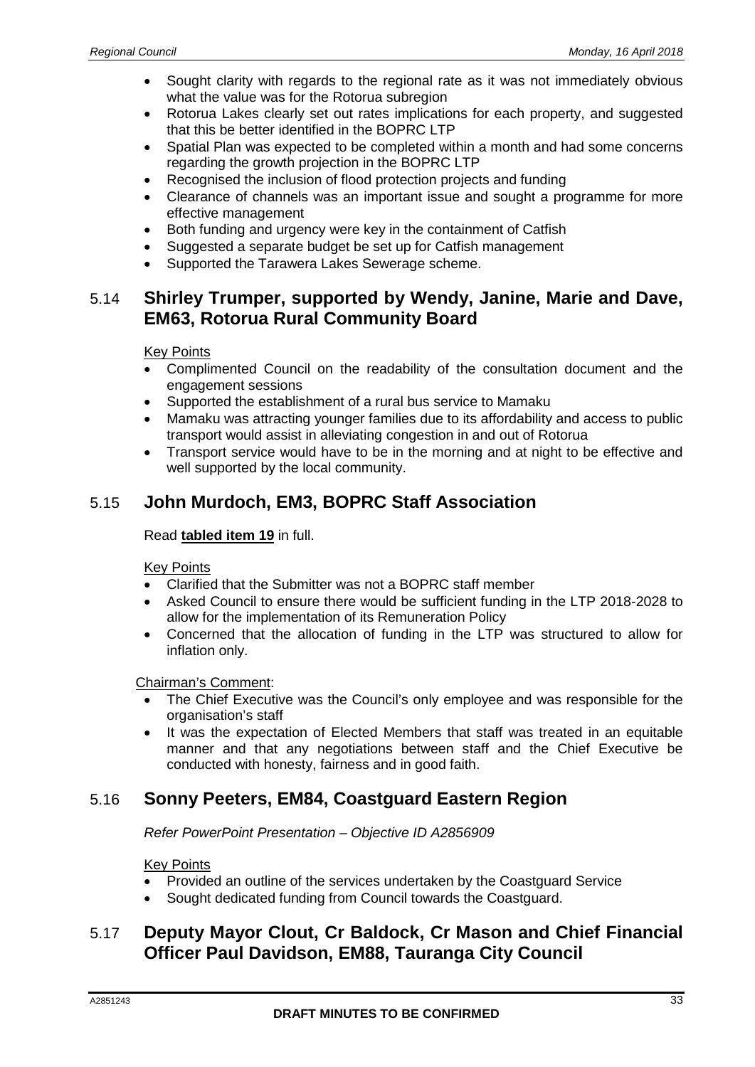- Sought clarity with regards to the regional rate as it was not immediately obvious what the value was for the Rotorua subregion
- Rotorua Lakes clearly set out rates implications for each property, and suggested that this be better identified in the BOPRC LTP
- Spatial Plan was expected to be completed within a month and had some concerns regarding the growth projection in the BOPRC LTP
- Recognised the inclusion of flood protection projects and funding
- Clearance of channels was an important issue and sought a programme for more effective management
- Both funding and urgency were key in the containment of Catfish
- Suggested a separate budget be set up for Catfish management
- Supported the Tarawera Lakes Sewerage scheme.

## 5.14 Shirley Trumper, supported by Wendy, Janine, Marie and Dave, EM63, Rotorua Rural Community Board

Key Points

- Complimented Council on the readability of the consultation document and the engagement sessions
- Supported the establishment of a rural bus service to Mamaku
- Mamaku was attracting younger families due to its affordability and access to public transport would assist in alleviating congestion in and out of Rotorua
- Transport service would have to be in the morning and at night to be effective and well supported by the local community.

## 5.15 John Murdoch, EM3, BOPRC Staff Association

Read **tabled item 19** in full.

Key Points

- Clarified that the Submitter was not a BOPRC staff member
- Asked Council to ensure there would be sufficient funding in the LTP 2018-2028 to allow for the implementation of its Remuneration Policy
- Concerned that the allocation of funding in the LTP was structured to allow for inflation only.

Chairman's Comment:

- The Chief Executive was the Council's only employee and was responsible for the organisation's staff
- It was the expectation of Elected Members that staff was treated in an equitable manner and that any negotiations between staff and the Chief Executive be conducted with honesty, fairness and in good faith.

## 5.16 Sonny Peeters, EM84, Coastguard Eastern Region

*Refer PowerPoint Presentation – Objective ID A2856909*

Key Points

- Provided an outline of the services undertaken by the Coastguard Service
- Sought dedicated funding from Council towards the Coastguard.

## 5.17 Deputy Mayor Clout, Cr Baldock, Cr Mason and Chief Financial Officer Paul Davidson, EM88, Tauranga City Council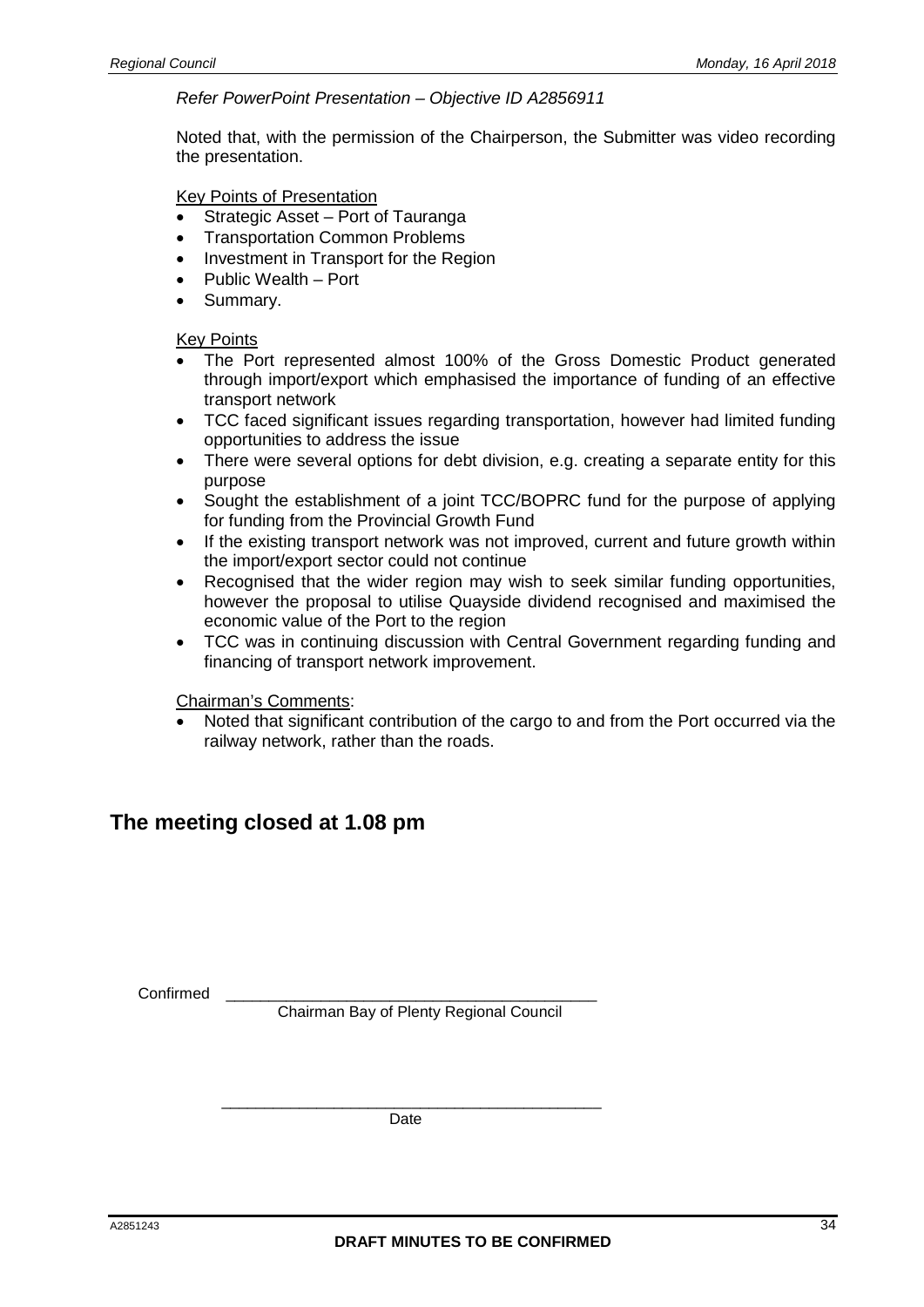*Refer PowerPoint Presentation – Objective ID A2856911*

Noted that, with the permission of the Chairperson, the Submitter was video recording the presentation.

Key Points of Presentation

- Strategic Asset – Port of Tauranga
- Transportation Common Problems
- Investment in Transport for the Region
- Public Wealth – Port
- Summary.

Key Points

- The Port represented almost 100% of the Gross Domestic Product generated through import/export which emphasised the importance of funding of an effective transport network
- TCC faced significant issues regarding transportation, however had limited funding opportunities to address the issue
- There were several options for debt division, e.g. creating a separate entity for this purpose
- Sought the establishment of a joint TCC/BOPRC fund for the purpose of applying for funding from the Provincial Growth Fund
- If the existing transport network was not improved, current and future growth within the import/export sector could not continue
- Recognised that the wider region may wish to seek similar funding opportunities, however the proposal to utilise Quayside dividend recognised and maximised the economic value of the Port to the region
- TCC was in continuing discussion with Central Government regarding funding and financing of transport network improvement.

Chairman's Comments:

- Noted that significant contribution of the cargo to and from the Port occurred via the railway network, rather than the roads.

## The meeting closed at 1.08 pm

Confirmed ___________________________________________

Chairman Bay of Plenty Regional Council

___________________________________________

Date

A2851243

**DRAFT MINUTES TO BE CONFIRMED**